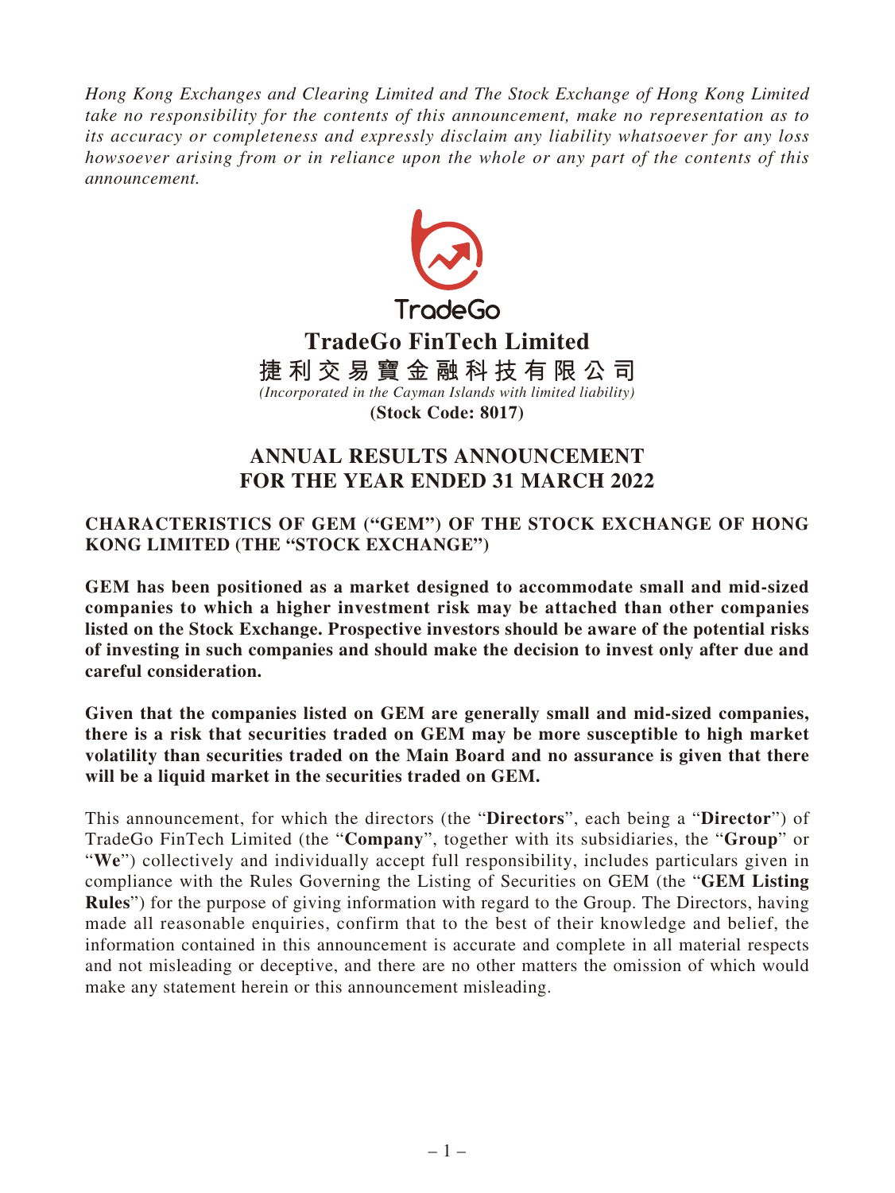*Hong Kong Exchanges and Clearing Limited and The Stock Exchange of Hong Kong Limited take no responsibility for the contents of this announcement, make no representation as to its accuracy or completeness and expressly disclaim any liability whatsoever for any loss howsoever arising from or in reliance upon the whole or any part of the contents of this announcement.*

TradeGo

# TradeGo FinTech Limited
# 捷利交易寶金融科技有限公司

*(Incorporated in the Cayman Islands with limited liability)*

**(Stock Code: 8017)**

## ANNUAL RESULTS ANNOUNCEMENT FOR THE YEAR ENDED 31 MARCH 2022

### CHARACTERISTICS OF GEM ("GEM") OF THE STOCK EXCHANGE OF HONG KONG LIMITED (THE "STOCK EXCHANGE")

**GEM has been positioned as a market designed to accommodate small and mid-sized companies to which a higher investment risk may be attached than other companies listed on the Stock Exchange. Prospective investors should be aware of the potential risks of investing in such companies and should make the decision to invest only after due and careful consideration.**

**Given that the companies listed on GEM are generally small and mid-sized companies, there is a risk that securities traded on GEM may be more susceptible to high market volatility than securities traded on the Main Board and no assurance is given that there will be a liquid market in the securities traded on GEM.**

This announcement, for which the directors (the "**Directors**", each being a "**Director**") of TradeGo FinTech Limited (the "**Company**", together with its subsidiaries, the "**Group**" or "**We**") collectively and individually accept full responsibility, includes particulars given in compliance with the Rules Governing the Listing of Securities on GEM (the "**GEM Listing Rules**") for the purpose of giving information with regard to the Group. The Directors, having made all reasonable enquiries, confirm that to the best of their knowledge and belief, the information contained in this announcement is accurate and complete in all material respects and not misleading or deceptive, and there are no other matters the omission of which would make any statement herein or this announcement misleading.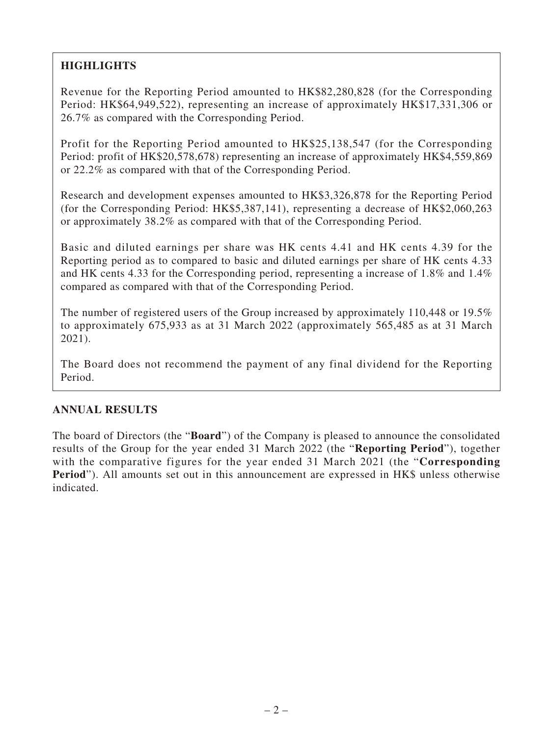## HIGHLIGHTS

Revenue for the Reporting Period amounted to HK$82,280,828 (for the Corresponding Period: HK$64,949,522), representing an increase of approximately HK$17,331,306 or 26.7% as compared with the Corresponding Period.

Profit for the Reporting Period amounted to HK$25,138,547 (for the Corresponding Period: profit of HK$20,578,678) representing an increase of approximately HK$4,559,869 or 22.2% as compared with that of the Corresponding Period.

Research and development expenses amounted to HK$3,326,878 for the Reporting Period (for the Corresponding Period: HK$5,387,141), representing a decrease of HK$2,060,263 or approximately 38.2% as compared with that of the Corresponding Period.

Basic and diluted earnings per share was HK cents 4.41 and HK cents 4.39 for the Reporting period as to compared to basic and diluted earnings per share of HK cents 4.33 and HK cents 4.33 for the Corresponding period, representing a increase of 1.8% and 1.4% compared as compared with that of the Corresponding Period.

The number of registered users of the Group increased by approximately 110,448 or 19.5% to approximately 675,933 as at 31 March 2022 (approximately 565,485 as at 31 March 2021).

The Board does not recommend the payment of any final dividend for the Reporting Period.

## ANNUAL RESULTS

The board of Directors (the "**Board**") of the Company is pleased to announce the consolidated results of the Group for the year ended 31 March 2022 (the "**Reporting Period**"), together with the comparative figures for the year ended 31 March 2021 (the "**Corresponding Period**"). All amounts set out in this announcement are expressed in HK$ unless otherwise indicated.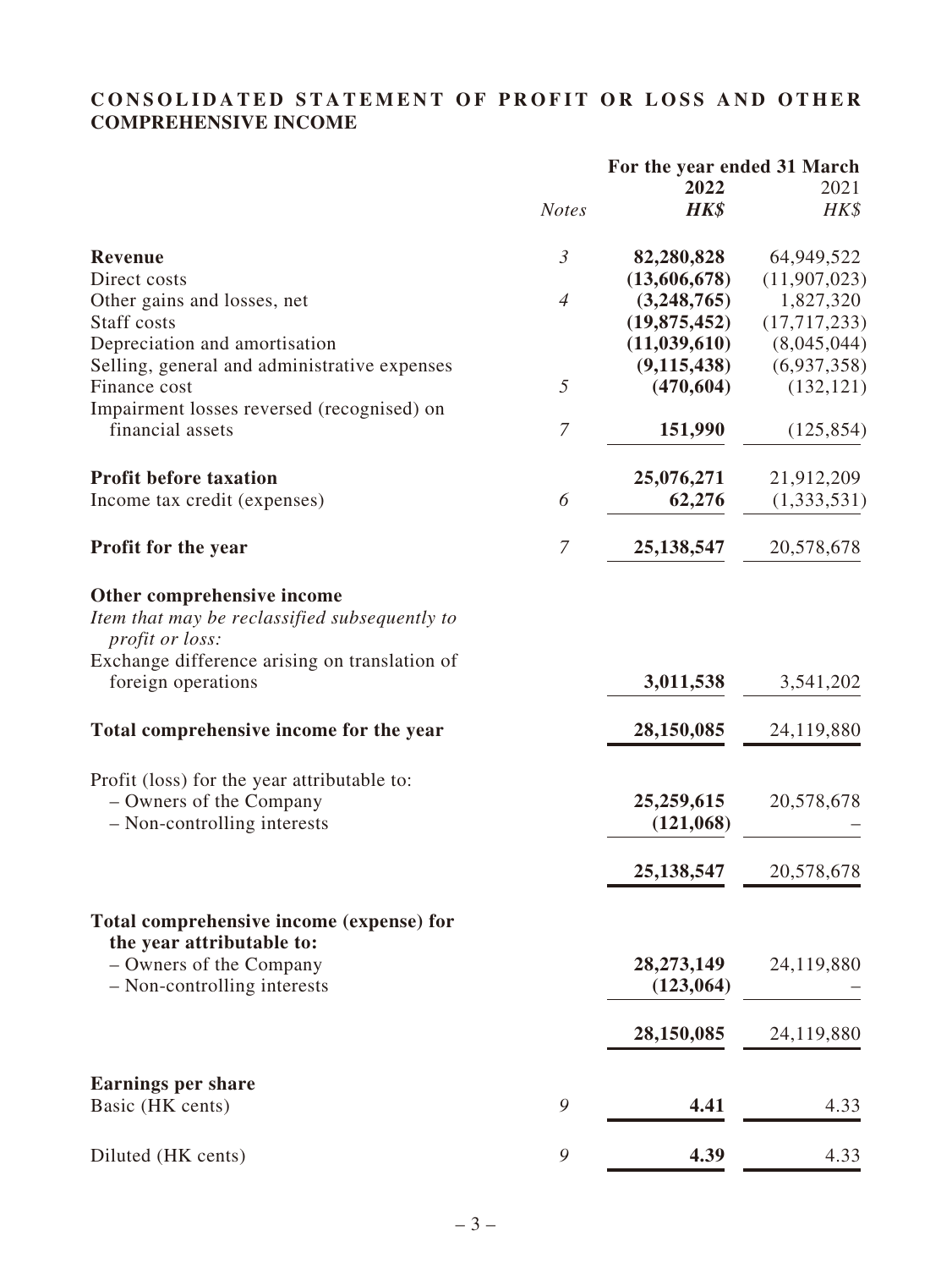# CONSOLIDATED STATEMENT OF PROFIT OR LOSS AND OTHER COMPREHENSIVE INCOME

| | *Notes* | **For the year ended 31 March** **2022** ***HK$*** | 2021 *HK$* |
|---|---|---|---|
| **Revenue** | *3* | **82,280,828** | 64,949,522 |
| Direct costs | | **(13,606,678)** | (11,907,023) |
| Other gains and losses, net | *4* | **(3,248,765)** | 1,827,320 |
| Staff costs | | **(19,875,452)** | (17,717,233) |
| Depreciation and amortisation | | **(11,039,610)** | (8,045,044) |
| Selling, general and administrative expenses | | **(9,115,438)** | (6,937,358) |
| Finance cost | *5* | **(470,604)** | (132,121) |
| Impairment losses reversed (recognised) on financial assets | *7* | **151,990** | (125,854) |
| **Profit before taxation** | | **25,076,271** | 21,912,209 |
| Income tax credit (expenses) | *6* | **62,276** | (1,333,531) |
| **Profit for the year** | *7* | **25,138,547** | 20,578,678 |
| **Other comprehensive income** | | | |
| *Item that may be reclassified subsequently to profit or loss:* | | | |
| Exchange difference arising on translation of foreign operations | | **3,011,538** | 3,541,202 |
| **Total comprehensive income for the year** | | **28,150,085** | 24,119,880 |
| Profit (loss) for the year attributable to: | | | |
| – Owners of the Company | | **25,259,615** | 20,578,678 |
| – Non-controlling interests | | **(121,068)** | – |
| | | **25,138,547** | 20,578,678 |
| **Total comprehensive income (expense) for the year attributable to:** | | | |
| – Owners of the Company | | **28,273,149** | 24,119,880 |
| – Non-controlling interests | | **(123,064)** | – |
| | | **28,150,085** | 24,119,880 |
| **Earnings per share** | | | |
| Basic (HK cents) | *9* | **4.41** | 4.33 |
| Diluted (HK cents) | *9* | **4.39** | 4.33 |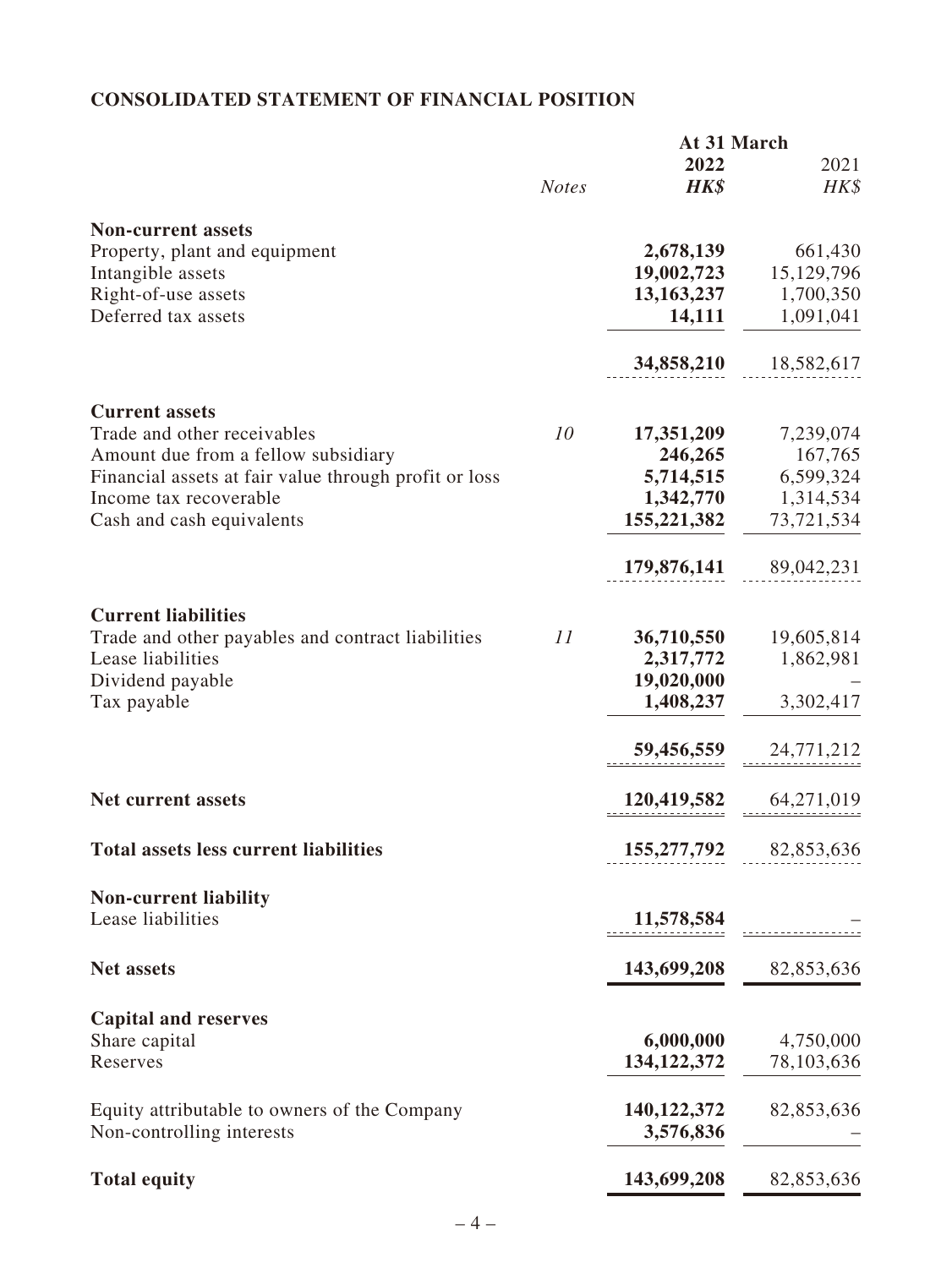## CONSOLIDATED STATEMENT OF FINANCIAL POSITION

| | *Notes* | At 31 March 2022 ***HK$*** | 2021 *HK$* |
|---|---|---|---|
| **Non-current assets** | | | |
| Property, plant and equipment | | **2,678,139** | 661,430 |
| Intangible assets | | **19,002,723** | 15,129,796 |
| Right-of-use assets | | **13,163,237** | 1,700,350 |
| Deferred tax assets | | **14,111** | 1,091,041 |
| | | **34,858,210** | 18,582,617 |
| **Current assets** | | | |
| Trade and other receivables | *10* | **17,351,209** | 7,239,074 |
| Amount due from a fellow subsidiary | | **246,265** | 167,765 |
| Financial assets at fair value through profit or loss | | **5,714,515** | 6,599,324 |
| Income tax recoverable | | **1,342,770** | 1,314,534 |
| Cash and cash equivalents | | **155,221,382** | 73,721,534 |
| | | **179,876,141** | 89,042,231 |
| **Current liabilities** | | | |
| Trade and other payables and contract liabilities | *11* | **36,710,550** | 19,605,814 |
| Lease liabilities | | **2,317,772** | 1,862,981 |
| Dividend payable | | **19,020,000** | – |
| Tax payable | | **1,408,237** | 3,302,417 |
| | | **59,456,559** | 24,771,212 |
| **Net current assets** | | **120,419,582** | 64,271,019 |
| **Total assets less current liabilities** | | **155,277,792** | 82,853,636 |
| **Non-current liability** | | | |
| Lease liabilities | | **11,578,584** | – |
| **Net assets** | | **143,699,208** | 82,853,636 |
| **Capital and reserves** | | | |
| Share capital | | **6,000,000** | 4,750,000 |
| Reserves | | **134,122,372** | 78,103,636 |
| Equity attributable to owners of the Company | | **140,122,372** | 82,853,636 |
| Non-controlling interests | | **3,576,836** | – |
| **Total equity** | | **143,699,208** | 82,853,636 |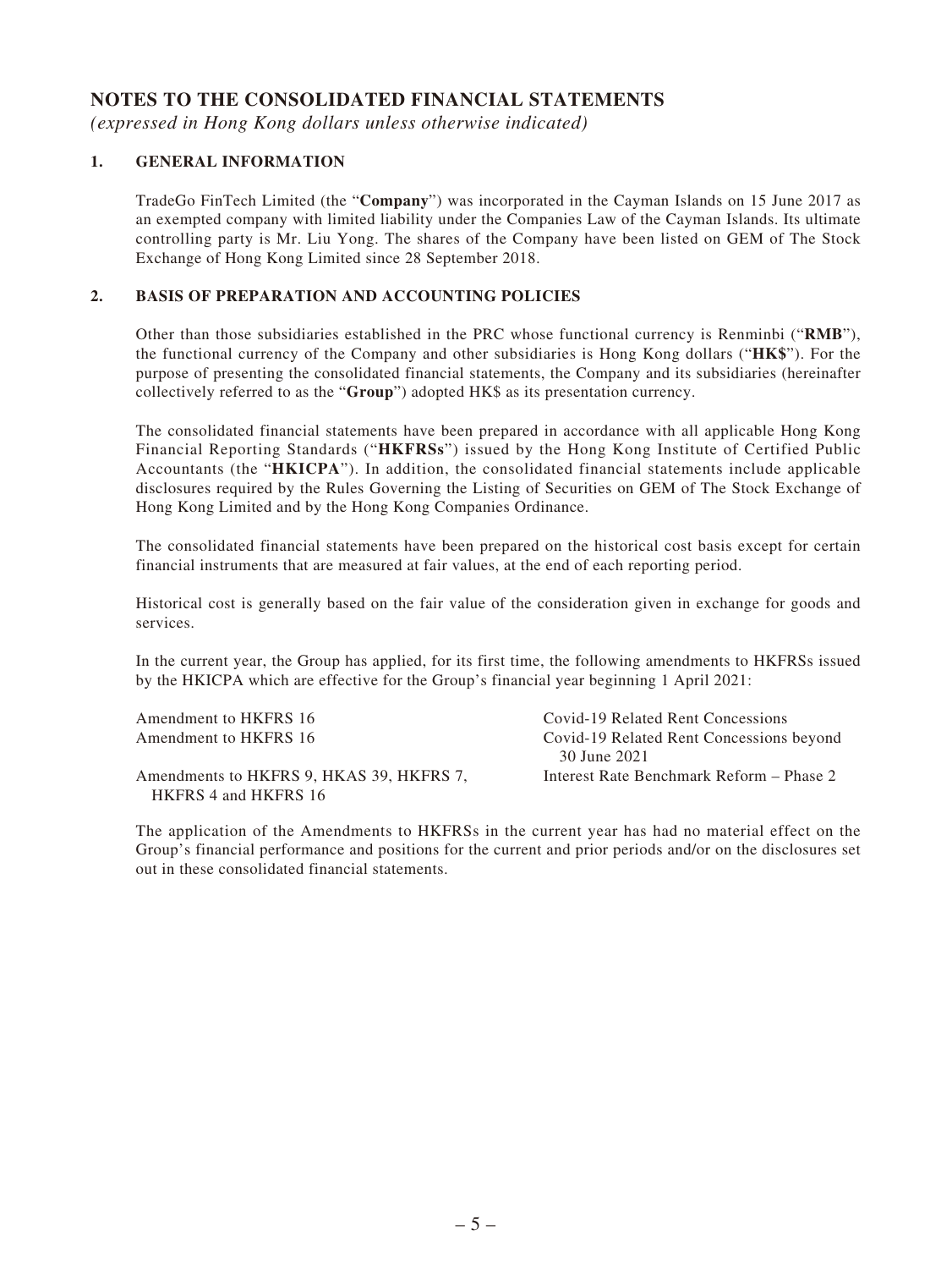# NOTES TO THE CONSOLIDATED FINANCIAL STATEMENTS

*(expressed in Hong Kong dollars unless otherwise indicated)*

## 1. GENERAL INFORMATION

TradeGo FinTech Limited (the "**Company**") was incorporated in the Cayman Islands on 15 June 2017 as an exempted company with limited liability under the Companies Law of the Cayman Islands. Its ultimate controlling party is Mr. Liu Yong. The shares of the Company have been listed on GEM of The Stock Exchange of Hong Kong Limited since 28 September 2018.

## 2. BASIS OF PREPARATION AND ACCOUNTING POLICIES

Other than those subsidiaries established in the PRC whose functional currency is Renminbi ("**RMB**"), the functional currency of the Company and other subsidiaries is Hong Kong dollars ("**HK$**"). For the purpose of presenting the consolidated financial statements, the Company and its subsidiaries (hereinafter collectively referred to as the "**Group**") adopted HK$ as its presentation currency.

The consolidated financial statements have been prepared in accordance with all applicable Hong Kong Financial Reporting Standards ("**HKFRSs**") issued by the Hong Kong Institute of Certified Public Accountants (the "**HKICPA**"). In addition, the consolidated financial statements include applicable disclosures required by the Rules Governing the Listing of Securities on GEM of The Stock Exchange of Hong Kong Limited and by the Hong Kong Companies Ordinance.

The consolidated financial statements have been prepared on the historical cost basis except for certain financial instruments that are measured at fair values, at the end of each reporting period.

Historical cost is generally based on the fair value of the consideration given in exchange for goods and services.

In the current year, the Group has applied, for its first time, the following amendments to HKFRSs issued by the HKICPA which are effective for the Group's financial year beginning 1 April 2021:

| | |
|---|---|
| Amendment to HKFRS 16 | Covid-19 Related Rent Concessions |
| Amendment to HKFRS 16 | Covid-19 Related Rent Concessions beyond 30 June 2021 |
| Amendments to HKFRS 9, HKAS 39, HKFRS 7, HKFRS 4 and HKFRS 16 | Interest Rate Benchmark Reform – Phase 2 |

The application of the Amendments to HKFRSs in the current year has had no material effect on the Group's financial performance and positions for the current and prior periods and/or on the disclosures set out in these consolidated financial statements.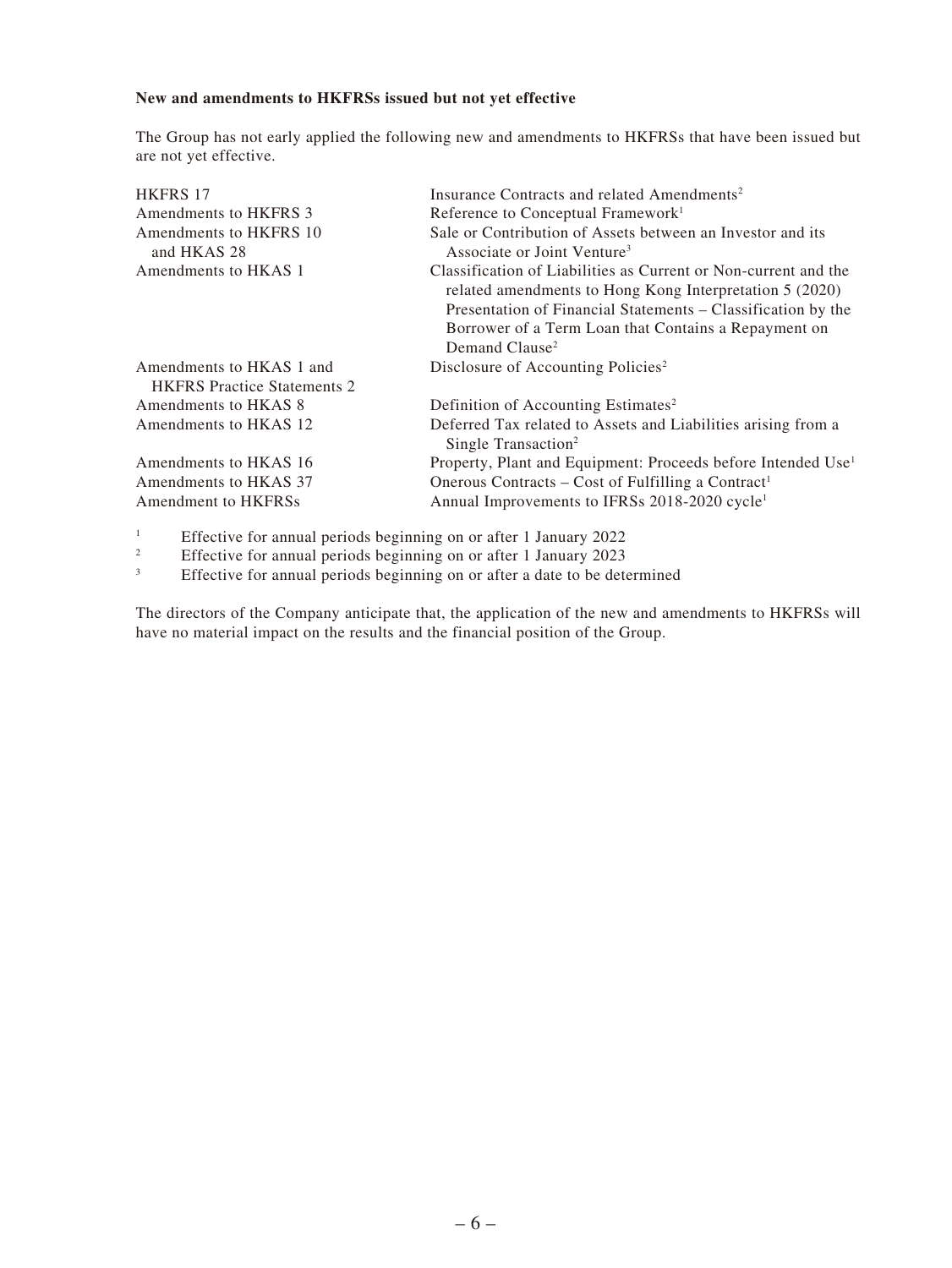**New and amendments to HKFRSs issued but not yet effective**

The Group has not early applied the following new and amendments to HKFRSs that have been issued but are not yet effective.

| | |
|---|---|
| HKFRS 17 | Insurance Contracts and related Amendments[2] |
| Amendments to HKFRS 3 | Reference to Conceptual Framework[1] |
| Amendments to HKFRS 10 and HKAS 28 | Sale or Contribution of Assets between an Investor and its Associate or Joint Venture[3] |
| Amendments to HKAS 1 | Classification of Liabilities as Current or Non-current and the related amendments to Hong Kong Interpretation 5 (2020) Presentation of Financial Statements – Classification by the Borrower of a Term Loan that Contains a Repayment on Demand Clause[2] |
| Amendments to HKAS 1 and HKFRS Practice Statements 2 | Disclosure of Accounting Policies[2] |
| Amendments to HKAS 8 | Definition of Accounting Estimates[2] |
| Amendments to HKAS 12 | Deferred Tax related to Assets and Liabilities arising from a Single Transaction[2] |
| Amendments to HKAS 16 | Property, Plant and Equipment: Proceeds before Intended Use[1] |
| Amendments to HKAS 37 | Onerous Contracts – Cost of Fulfilling a Contract[1] |
| Amendment to HKFRSs | Annual Improvements to IFRSs 2018-2020 cycle[1] |

[1] Effective for annual periods beginning on or after 1 January 2022

[2] Effective for annual periods beginning on or after 1 January 2023

[3] Effective for annual periods beginning on or after a date to be determined

The directors of the Company anticipate that, the application of the new and amendments to HKFRSs will have no material impact on the results and the financial position of the Group.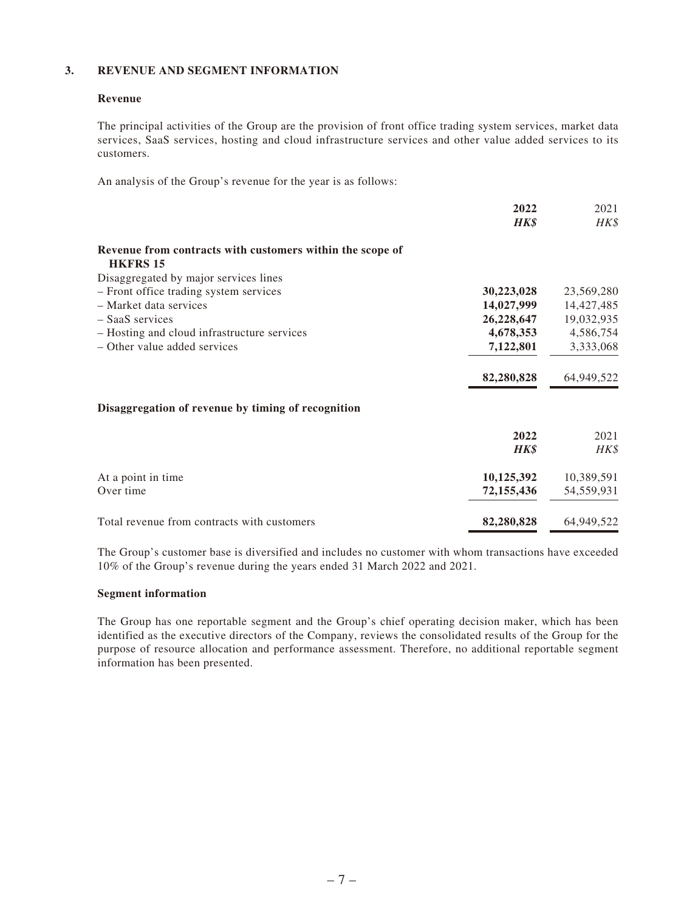## 3. REVENUE AND SEGMENT INFORMATION

### Revenue

The principal activities of the Group are the provision of front office trading system services, market data services, SaaS services, hosting and cloud infrastructure services and other value added services to its customers.

An analysis of the Group's revenue for the year is as follows:

| | **2022** | 2021 |
|---|---|---|
| | ***HK$*** | *HK$* |
| **Revenue from contracts with customers within the scope of HKFRS 15** | | |
| Disaggregated by major services lines | | |
| – Front office trading system services | **30,223,028** | 23,569,280 |
| – Market data services | **14,027,999** | 14,427,485 |
| – SaaS services | **26,228,647** | 19,032,935 |
| – Hosting and cloud infrastructure services | **4,678,353** | 4,586,754 |
| – Other value added services | **7,122,801** | 3,333,068 |
| | **82,280,828** | 64,949,522 |

**Disaggregation of revenue by timing of recognition**

| | **2022** | 2021 |
|---|---|---|
| | ***HK$*** | *HK$* |
| At a point in time | **10,125,392** | 10,389,591 |
| Over time | **72,155,436** | 54,559,931 |
| Total revenue from contracts with customers | **82,280,828** | 64,949,522 |

The Group's customer base is diversified and includes no customer with whom transactions have exceeded 10% of the Group's revenue during the years ended 31 March 2022 and 2021.

### Segment information

The Group has one reportable segment and the Group's chief operating decision maker, which has been identified as the executive directors of the Company, reviews the consolidated results of the Group for the purpose of resource allocation and performance assessment. Therefore, no additional reportable segment information has been presented.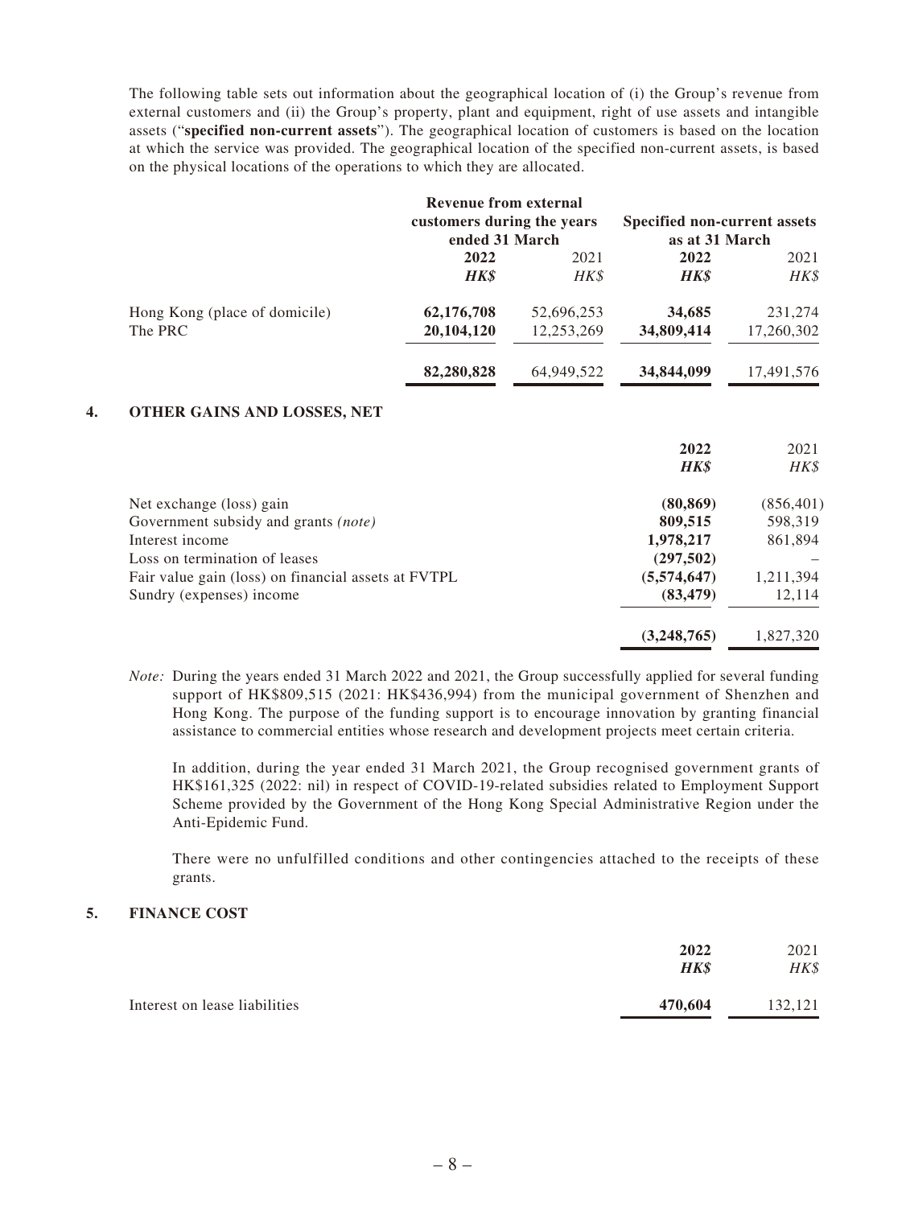The following table sets out information about the geographical location of (i) the Group's revenue from external customers and (ii) the Group's property, plant and equipment, right of use assets and intangible assets ("**specified non-current assets**"). The geographical location of customers is based on the location at which the service was provided. The geographical location of the specified non-current assets, is based on the physical locations of the operations to which they are allocated.

| | Revenue from external customers during the years ended 31 March | | Specified non-current assets as at 31 March | |
|---|---|---|---|---|
| | **2022** | 2021 | **2022** | 2021 |
| | ***HK$*** | *HK$* | ***HK$*** | *HK$* |
| Hong Kong (place of domicile) | **62,176,708** | 52,696,253 | **34,685** | 231,274 |
| The PRC | **20,104,120** | 12,253,269 | **34,809,414** | 17,260,302 |
| | **82,280,828** | 64,949,522 | **34,844,099** | 17,491,576 |

## 4. OTHER GAINS AND LOSSES, NET

| | **2022** | 2021 |
|---|---|---|
| | ***HK$*** | *HK$* |
| Net exchange (loss) gain | **(80,869)** | (856,401) |
| Government subsidy and grants *(note)* | **809,515** | 598,319 |
| Interest income | **1,978,217** | 861,894 |
| Loss on termination of leases | **(297,502)** | – |
| Fair value gain (loss) on financial assets at FVTPL | **(5,574,647)** | 1,211,394 |
| Sundry (expenses) income | **(83,479)** | 12,114 |
| | **(3,248,765)** | 1,827,320 |

*Note:* During the years ended 31 March 2022 and 2021, the Group successfully applied for several funding support of HK$809,515 (2021: HK$436,994) from the municipal government of Shenzhen and Hong Kong. The purpose of the funding support is to encourage innovation by granting financial assistance to commercial entities whose research and development projects meet certain criteria.

In addition, during the year ended 31 March 2021, the Group recognised government grants of HK$161,325 (2022: nil) in respect of COVID-19-related subsidies related to Employment Support Scheme provided by the Government of the Hong Kong Special Administrative Region under the Anti-Epidemic Fund.

There were no unfulfilled conditions and other contingencies attached to the receipts of these grants.

## 5. FINANCE COST

| | **2022** | 2021 |
|---|---|---|
| | ***HK$*** | *HK$* |
| Interest on lease liabilities | **470,604** | 132,121 |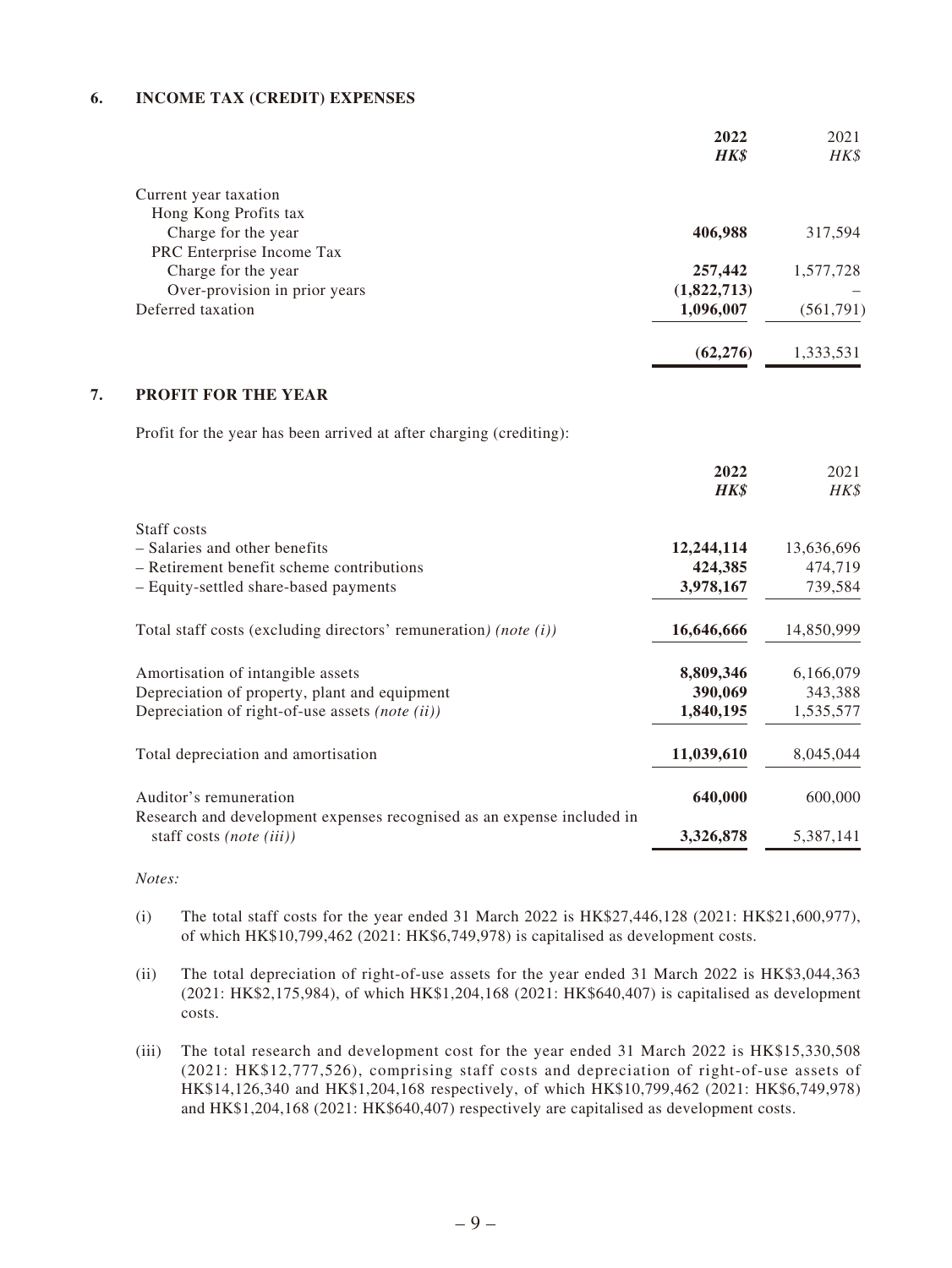## 6. INCOME TAX (CREDIT) EXPENSES

| | 2022 | 2021 |
|---|---|---|
| | *HK$* | *HK$* |
| Current year taxation | | |
| Hong Kong Profits tax | | |
| Charge for the year | **406,988** | 317,594 |
| PRC Enterprise Income Tax | | |
| Charge for the year | **257,442** | 1,577,728 |
| Over-provision in prior years | **(1,822,713)** | – |
| Deferred taxation | **1,096,007** | (561,791) |
| | **(62,276)** | 1,333,531 |

## 7. PROFIT FOR THE YEAR

Profit for the year has been arrived at after charging (crediting):

| | 2022 | 2021 |
|---|---|---|
| | *HK$* | *HK$* |
| Staff costs | | |
| – Salaries and other benefits | **12,244,114** | 13,636,696 |
| – Retirement benefit scheme contributions | **424,385** | 474,719 |
| – Equity-settled share-based payments | **3,978,167** | 739,584 |
| Total staff costs (excluding directors' remuneration) *(note (i))* | **16,646,666** | 14,850,999 |
| Amortisation of intangible assets | **8,809,346** | 6,166,079 |
| Depreciation of property, plant and equipment | **390,069** | 343,388 |
| Depreciation of right-of-use assets *(note (ii))* | **1,840,195** | 1,535,577 |
| Total depreciation and amortisation | **11,039,610** | 8,045,044 |
| Auditor's remuneration | **640,000** | 600,000 |
| Research and development expenses recognised as an expense included in staff costs *(note (iii))* | **3,326,878** | 5,387,141 |

*Notes:*

(i) The total staff costs for the year ended 31 March 2022 is HK$27,446,128 (2021: HK$21,600,977), of which HK$10,799,462 (2021: HK$6,749,978) is capitalised as development costs.

(ii) The total depreciation of right-of-use assets for the year ended 31 March 2022 is HK$3,044,363 (2021: HK$2,175,984), of which HK$1,204,168 (2021: HK$640,407) is capitalised as development costs.

(iii) The total research and development cost for the year ended 31 March 2022 is HK$15,330,508 (2021: HK$12,777,526), comprising staff costs and depreciation of right-of-use assets of HK$14,126,340 and HK$1,204,168 respectively, of which HK$10,799,462 (2021: HK$6,749,978) and HK$1,204,168 (2021: HK$640,407) respectively are capitalised as development costs.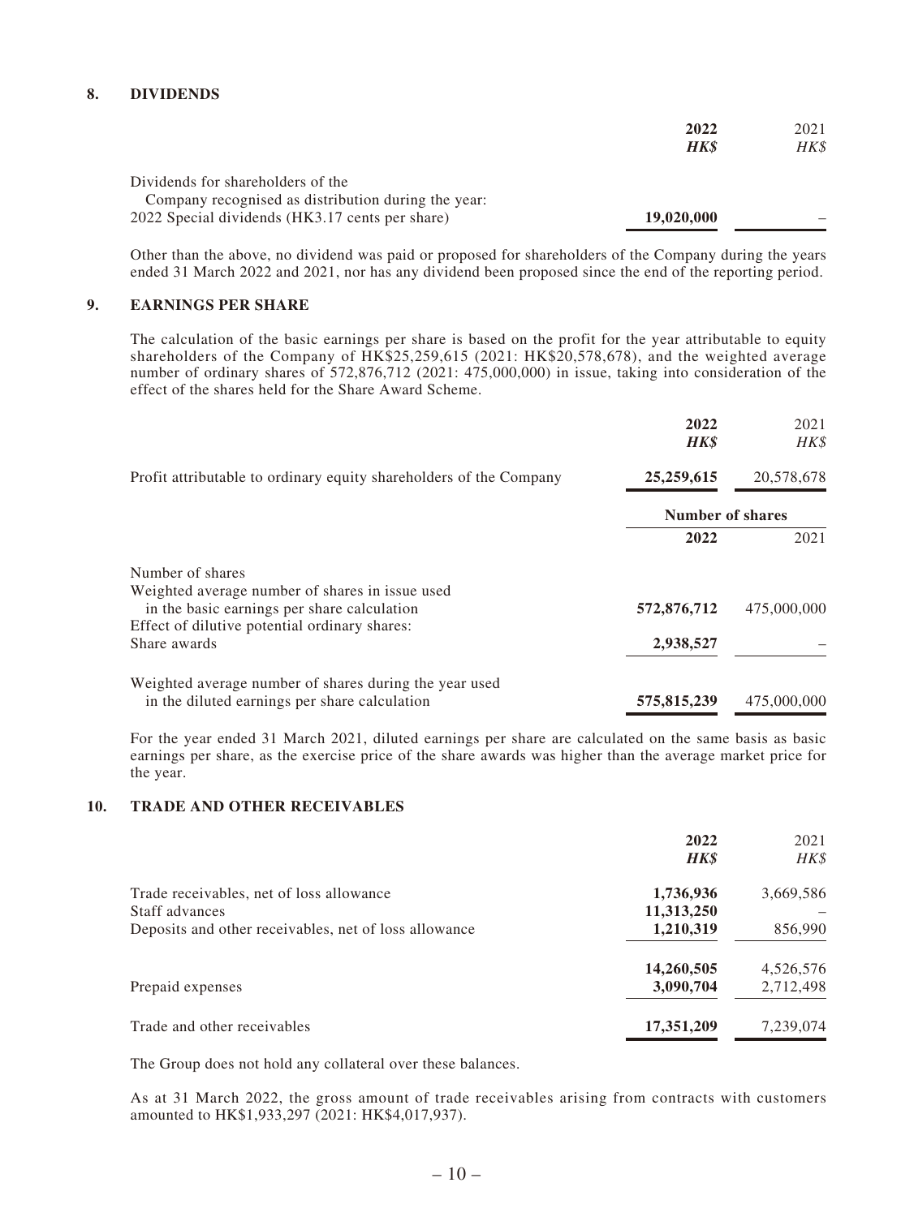## 8. DIVIDENDS

| | **2022** | 2021 |
|---|---|---|
| | ***HK$*** | *HK$* |
| Dividends for shareholders of the Company recognised as distribution during the year: | | |
| 2022 Special dividends (HK3.17 cents per share) | **19,020,000** | – |

Other than the above, no dividend was paid or proposed for shareholders of the Company during the years ended 31 March 2022 and 2021, nor has any dividend been proposed since the end of the reporting period.

## 9. EARNINGS PER SHARE

The calculation of the basic earnings per share is based on the profit for the year attributable to equity shareholders of the Company of HK$25,259,615 (2021: HK$20,578,678), and the weighted average number of ordinary shares of 572,876,712 (2021: 475,000,000) in issue, taking into consideration of the effect of the shares held for the Share Award Scheme.

| | **2022** | 2021 |
|---|---|---|
| | ***HK$*** | *HK$* |
| Profit attributable to ordinary equity shareholders of the Company | **25,259,615** | 20,578,678 |

| | **Number of shares** | |
|---|---|---|
| | **2022** | 2021 |
| Number of shares | | |
| Weighted average number of shares in issue used in the basic earnings per share calculation | **572,876,712** | 475,000,000 |
| Effect of dilutive potential ordinary shares: | | |
| Share awards | **2,938,527** | – |
| Weighted average number of shares during the year used in the diluted earnings per share calculation | **575,815,239** | 475,000,000 |

For the year ended 31 March 2021, diluted earnings per share are calculated on the same basis as basic earnings per share, as the exercise price of the share awards was higher than the average market price for the year.

## 10. TRADE AND OTHER RECEIVABLES

| | **2022** | 2021 |
|---|---|---|
| | ***HK$*** | *HK$* |
| Trade receivables, net of loss allowance | **1,736,936** | 3,669,586 |
| Staff advances | **11,313,250** | – |
| Deposits and other receivables, net of loss allowance | **1,210,319** | 856,990 |
| | **14,260,505** | 4,526,576 |
| Prepaid expenses | **3,090,704** | 2,712,498 |
| Trade and other receivables | **17,351,209** | 7,239,074 |

The Group does not hold any collateral over these balances.

As at 31 March 2022, the gross amount of trade receivables arising from contracts with customers amounted to HK$1,933,297 (2021: HK$4,017,937).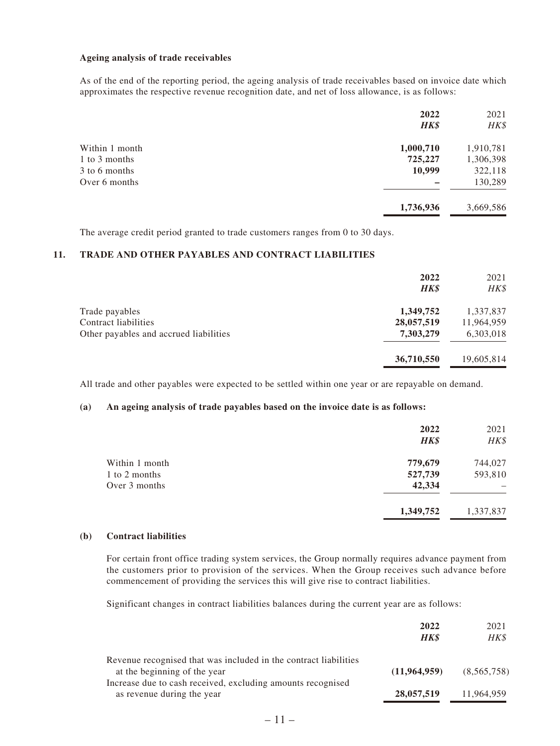**Ageing analysis of trade receivables**

As of the end of the reporting period, the ageing analysis of trade receivables based on invoice date which approximates the respective revenue recognition date, and net of loss allowance, is as follows:

| | 2022 | 2021 |
|---|---|---|
| | HK$ | HK$ |
| Within 1 month | 1,000,710 | 1,910,781 |
| 1 to 3 months | 725,227 | 1,306,398 |
| 3 to 6 months | 10,999 | 322,118 |
| Over 6 months | – | 130,289 |
| | 1,736,936 | 3,669,586 |

The average credit period granted to trade customers ranges from 0 to 30 days.

## 11. TRADE AND OTHER PAYABLES AND CONTRACT LIABILITIES

| | 2022 | 2021 |
|---|---|---|
| | HK$ | HK$ |
| Trade payables | 1,349,752 | 1,337,837 |
| Contract liabilities | 28,057,519 | 11,964,959 |
| Other payables and accrued liabilities | 7,303,279 | 6,303,018 |
| | 36,710,550 | 19,605,814 |

All trade and other payables were expected to be settled within one year or are repayable on demand.

**(a) An ageing analysis of trade payables based on the invoice date is as follows:**

| | 2022 | 2021 |
|---|---|---|
| | HK$ | HK$ |
| Within 1 month | 779,679 | 744,027 |
| 1 to 2 months | 527,739 | 593,810 |
| Over 3 months | 42,334 | – |
| | 1,349,752 | 1,337,837 |

**(b) Contract liabilities**

For certain front office trading system services, the Group normally requires advance payment from the customers prior to provision of the services. When the Group receives such advance before commencement of providing the services this will give rise to contract liabilities.

Significant changes in contract liabilities balances during the current year are as follows:

| | 2022 | 2021 |
|---|---|---|
| | HK$ | HK$ |
| Revenue recognised that was included in the contract liabilities at the beginning of the year | (11,964,959) | (8,565,758) |
| Increase due to cash received, excluding amounts recognised as revenue during the year | 28,057,519 | 11,964,959 |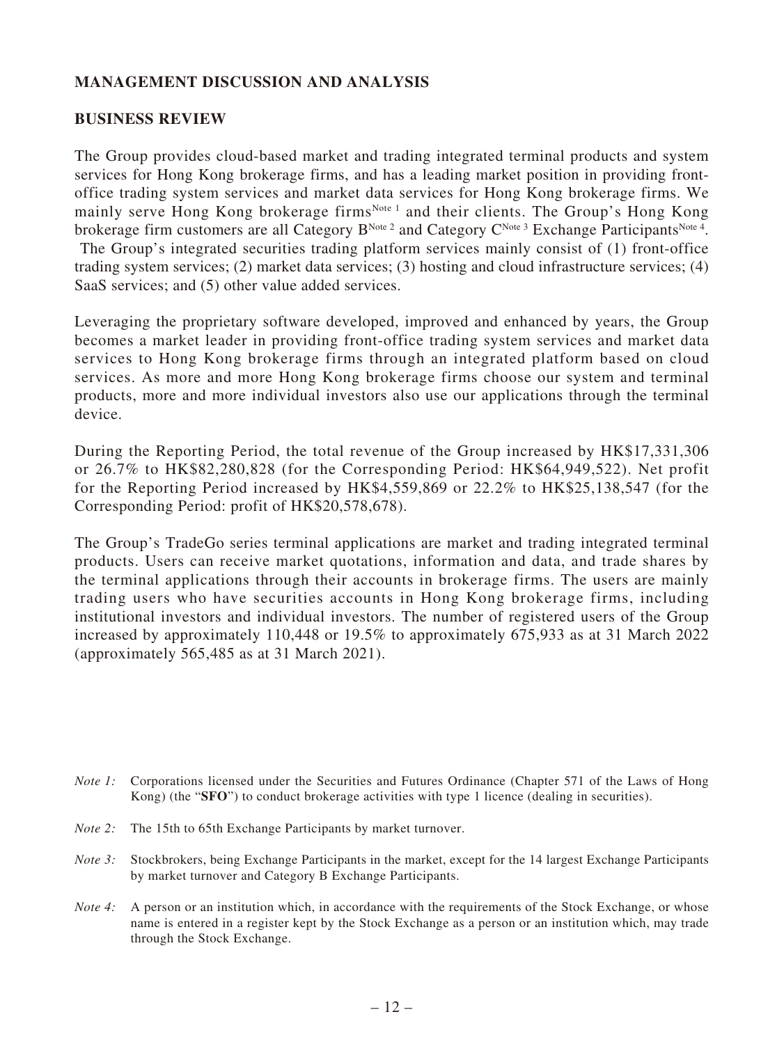## MANAGEMENT DISCUSSION AND ANALYSIS

### BUSINESS REVIEW

The Group provides cloud-based market and trading integrated terminal products and system services for Hong Kong brokerage firms, and has a leading market position in providing front-office trading system services and market data services for Hong Kong brokerage firms. We mainly serve Hong Kong brokerage firms[Note 1] and their clients. The Group's Hong Kong brokerage firm customers are all Category B[Note 2] and Category C[Note 3] Exchange Participants[Note 4]. The Group's integrated securities trading platform services mainly consist of (1) front-office trading system services; (2) market data services; (3) hosting and cloud infrastructure services; (4) SaaS services; and (5) other value added services.

Leveraging the proprietary software developed, improved and enhanced by years, the Group becomes a market leader in providing front-office trading system services and market data services to Hong Kong brokerage firms through an integrated platform based on cloud services. As more and more Hong Kong brokerage firms choose our system and terminal products, more and more individual investors also use our applications through the terminal device.

During the Reporting Period, the total revenue of the Group increased by HK$17,331,306 or 26.7% to HK$82,280,828 (for the Corresponding Period: HK$64,949,522). Net profit for the Reporting Period increased by HK$4,559,869 or 22.2% to HK$25,138,547 (for the Corresponding Period: profit of HK$20,578,678).

The Group's TradeGo series terminal applications are market and trading integrated terminal products. Users can receive market quotations, information and data, and trade shares by the terminal applications through their accounts in brokerage firms. The users are mainly trading users who have securities accounts in Hong Kong brokerage firms, including institutional investors and individual investors. The number of registered users of the Group increased by approximately 110,448 or 19.5% to approximately 675,933 as at 31 March 2022 (approximately 565,485 as at 31 March 2021).

*Note 1:* Corporations licensed under the Securities and Futures Ordinance (Chapter 571 of the Laws of Hong Kong) (the "**SFO**") to conduct brokerage activities with type 1 licence (dealing in securities).

*Note 2:* The 15th to 65th Exchange Participants by market turnover.

*Note 3:* Stockbrokers, being Exchange Participants in the market, except for the 14 largest Exchange Participants by market turnover and Category B Exchange Participants.

*Note 4:* A person or an institution which, in accordance with the requirements of the Stock Exchange, or whose name is entered in a register kept by the Stock Exchange as a person or an institution which, may trade through the Stock Exchange.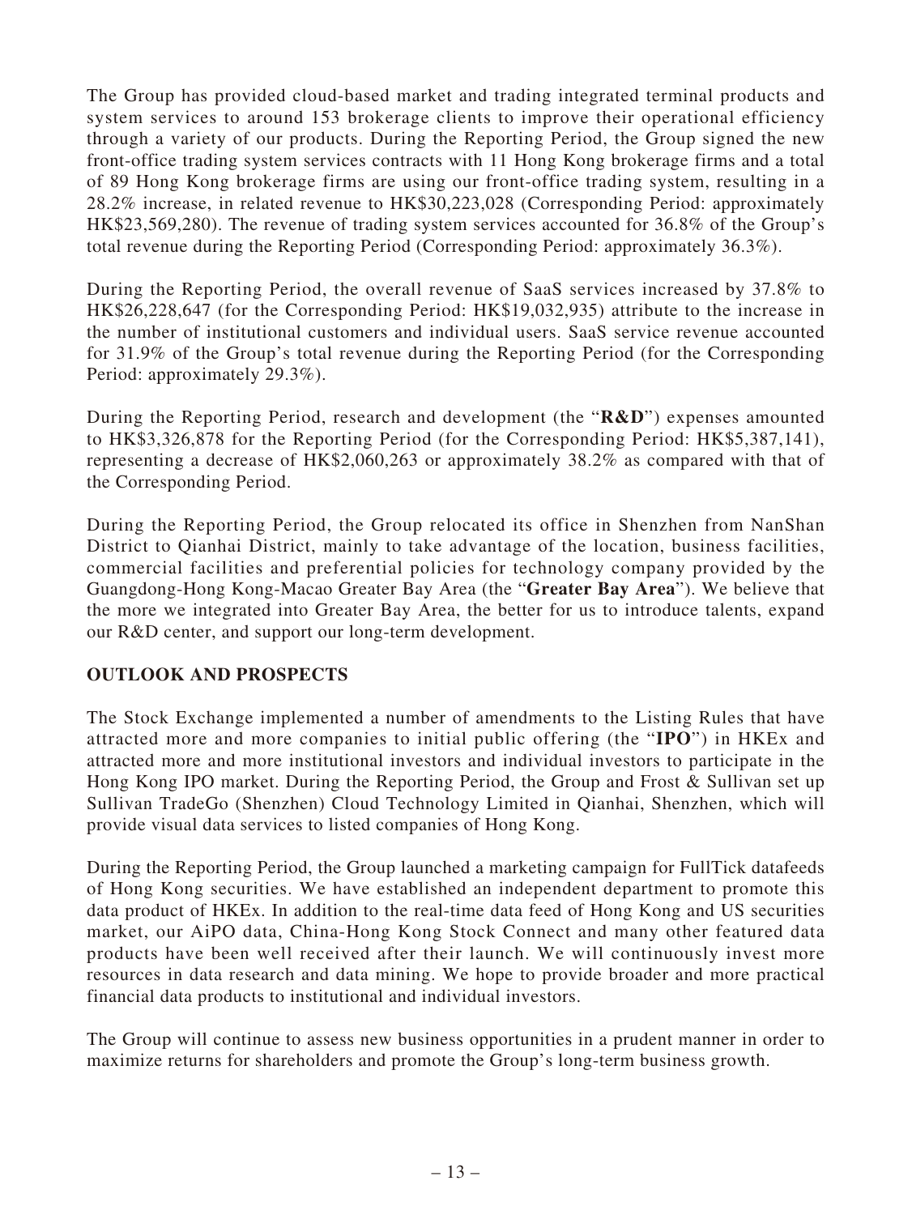The Group has provided cloud-based market and trading integrated terminal products and system services to around 153 brokerage clients to improve their operational efficiency through a variety of our products. During the Reporting Period, the Group signed the new front-office trading system services contracts with 11 Hong Kong brokerage firms and a total of 89 Hong Kong brokerage firms are using our front-office trading system, resulting in a 28.2% increase, in related revenue to HK$30,223,028 (Corresponding Period: approximately HK$23,569,280). The revenue of trading system services accounted for 36.8% of the Group's total revenue during the Reporting Period (Corresponding Period: approximately 36.3%).

During the Reporting Period, the overall revenue of SaaS services increased by 37.8% to HK$26,228,647 (for the Corresponding Period: HK$19,032,935) attribute to the increase in the number of institutional customers and individual users. SaaS service revenue accounted for 31.9% of the Group's total revenue during the Reporting Period (for the Corresponding Period: approximately 29.3%).

During the Reporting Period, research and development (the "**R&D**") expenses amounted to HK$3,326,878 for the Reporting Period (for the Corresponding Period: HK$5,387,141), representing a decrease of HK$2,060,263 or approximately 38.2% as compared with that of the Corresponding Period.

During the Reporting Period, the Group relocated its office in Shenzhen from NanShan District to Qianhai District, mainly to take advantage of the location, business facilities, commercial facilities and preferential policies for technology company provided by the Guangdong-Hong Kong-Macao Greater Bay Area (the "**Greater Bay Area**"). We believe that the more we integrated into Greater Bay Area, the better for us to introduce talents, expand our R&D center, and support our long-term development.

## OUTLOOK AND PROSPECTS

The Stock Exchange implemented a number of amendments to the Listing Rules that have attracted more and more companies to initial public offering (the "**IPO**") in HKEx and attracted more and more institutional investors and individual investors to participate in the Hong Kong IPO market. During the Reporting Period, the Group and Frost & Sullivan set up Sullivan TradeGo (Shenzhen) Cloud Technology Limited in Qianhai, Shenzhen, which will provide visual data services to listed companies of Hong Kong.

During the Reporting Period, the Group launched a marketing campaign for FullTick datafeeds of Hong Kong securities. We have established an independent department to promote this data product of HKEx. In addition to the real-time data feed of Hong Kong and US securities market, our AiPO data, China-Hong Kong Stock Connect and many other featured data products have been well received after their launch. We will continuously invest more resources in data research and data mining. We hope to provide broader and more practical financial data products to institutional and individual investors.

The Group will continue to assess new business opportunities in a prudent manner in order to maximize returns for shareholders and promote the Group's long-term business growth.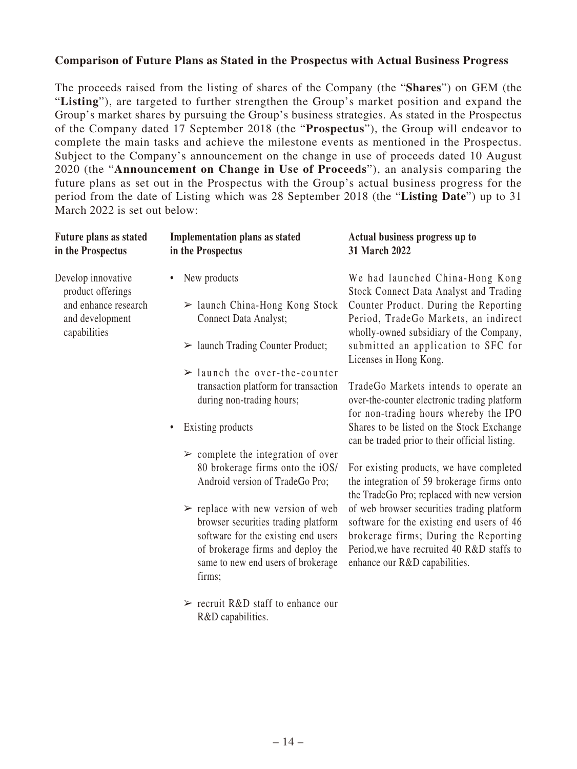**Comparison of Future Plans as Stated in the Prospectus with Actual Business Progress**

The proceeds raised from the listing of shares of the Company (the "**Shares**") on GEM (the "**Listing**"), are targeted to further strengthen the Group's market position and expand the Group's market shares by pursuing the Group's business strategies. As stated in the Prospectus of the Company dated 17 September 2018 (the "**Prospectus**"), the Group will endeavor to complete the main tasks and achieve the milestone events as mentioned in the Prospectus. Subject to the Company's announcement on the change in use of proceeds dated 10 August 2020 (the "**Announcement on Change in Use of Proceeds**"), an analysis comparing the future plans as set out in the Prospectus with the Group's actual business progress for the period from the date of Listing which was 28 September 2018 (the "**Listing Date**") up to 31 March 2022 is set out below:

| Future plans as stated in the Prospectus | Implementation plans as stated in the Prospectus | Actual business progress up to 31 March 2022 |
|---|---|---|
| Develop innovative product offerings and enhance research and development capabilities | • New products<br>➢ launch China-Hong Kong Stock Connect Data Analyst;<br>➢ launch Trading Counter Product;<br>➢ launch the over-the-counter transaction platform for transaction during non-trading hours;<br>• Existing products<br>➢ complete the integration of over 80 brokerage firms onto the iOS/Android version of TradeGo Pro;<br>➢ replace with new version of web browser securities trading platform software for the existing end users of brokerage firms and deploy the same to new end users of brokerage firms;<br>➢ recruit R&D staff to enhance our R&D capabilities. | We had launched China-Hong Kong Stock Connect Data Analyst and Trading Counter Product. During the Reporting Period, TradeGo Markets, an indirect wholly-owned subsidiary of the Company, submitted an application to SFC for Licenses in Hong Kong.<br><br>TradeGo Markets intends to operate an over-the-counter electronic trading platform for non-trading hours whereby the IPO Shares to be listed on the Stock Exchange can be traded prior to their official listing.<br><br>For existing products, we have completed the integration of 59 brokerage firms onto the TradeGo Pro; replaced with new version of web browser securities trading platform software for the existing end users of 46 brokerage firms; During the Reporting Period,we have recruited 40 R&D staffs to enhance our R&D capabilities. |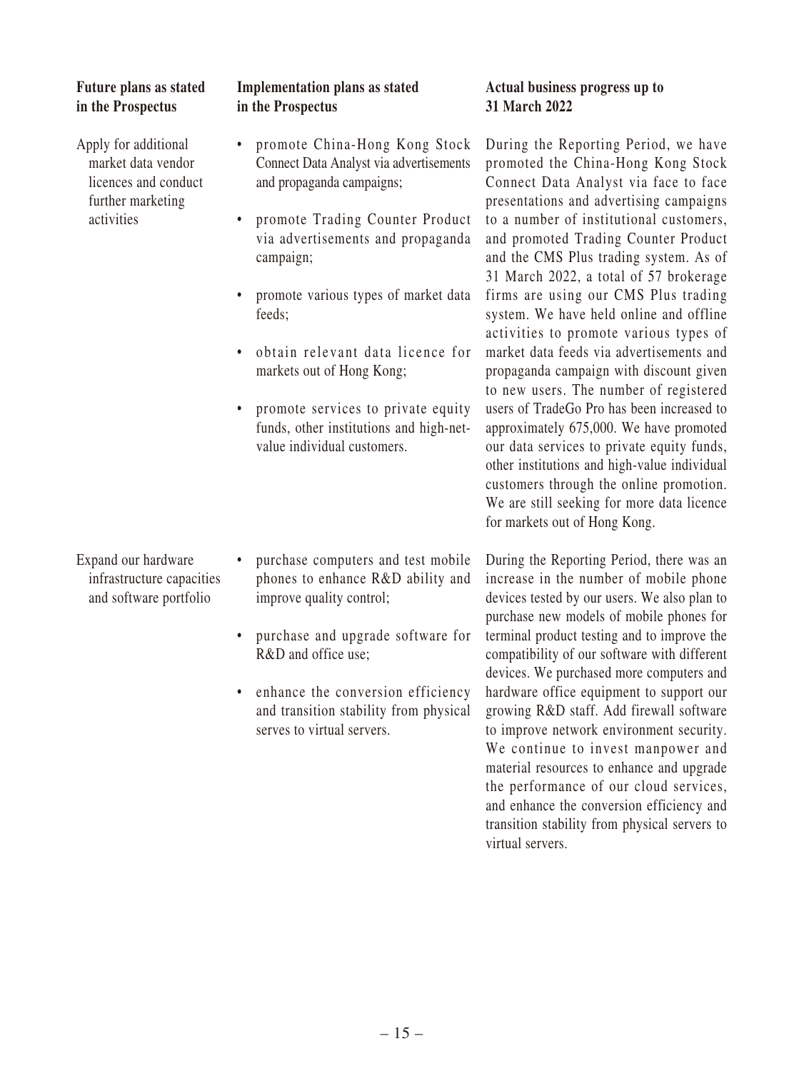| Future plans as stated in the Prospectus | Implementation plans as stated in the Prospectus | Actual business progress up to 31 March 2022 |
|---|---|---|
| Apply for additional market data vendor licences and conduct further marketing activities | • promote China-Hong Kong Stock Connect Data Analyst via advertisements and propaganda campaigns;<br>• promote Trading Counter Product via advertisements and propaganda campaign;<br>• promote various types of market data feeds;<br>• obtain relevant data licence for markets out of Hong Kong;<br>• promote services to private equity funds, other institutions and high-net-value individual customers. | During the Reporting Period, we have promoted the China-Hong Kong Stock Connect Data Analyst via face to face presentations and advertising campaigns to a number of institutional customers, and promoted Trading Counter Product and the CMS Plus trading system. As of 31 March 2022, a total of 57 brokerage firms are using our CMS Plus trading system. We have held online and offline activities to promote various types of market data feeds via advertisements and propaganda campaign with discount given to new users. The number of registered users of TradeGo Pro has been increased to approximately 675,000. We have promoted our data services to private equity funds, other institutions and high-value individual customers through the online promotion. We are still seeking for more data licence for markets out of Hong Kong. |
| Expand our hardware infrastructure capacities and software portfolio | • purchase computers and test mobile phones to enhance R&D ability and improve quality control;<br>• purchase and upgrade software for R&D and office use;<br>• enhance the conversion efficiency and transition stability from physical serves to virtual servers. | During the Reporting Period, there was an increase in the number of mobile phone devices tested by our users. We also plan to purchase new models of mobile phones for terminal product testing and to improve the compatibility of our software with different devices. We purchased more computers and hardware office equipment to support our growing R&D staff. Add firewall software to improve network environment security. We continue to invest manpower and material resources to enhance and upgrade the performance of our cloud services, and enhance the conversion efficiency and transition stability from physical servers to virtual servers. |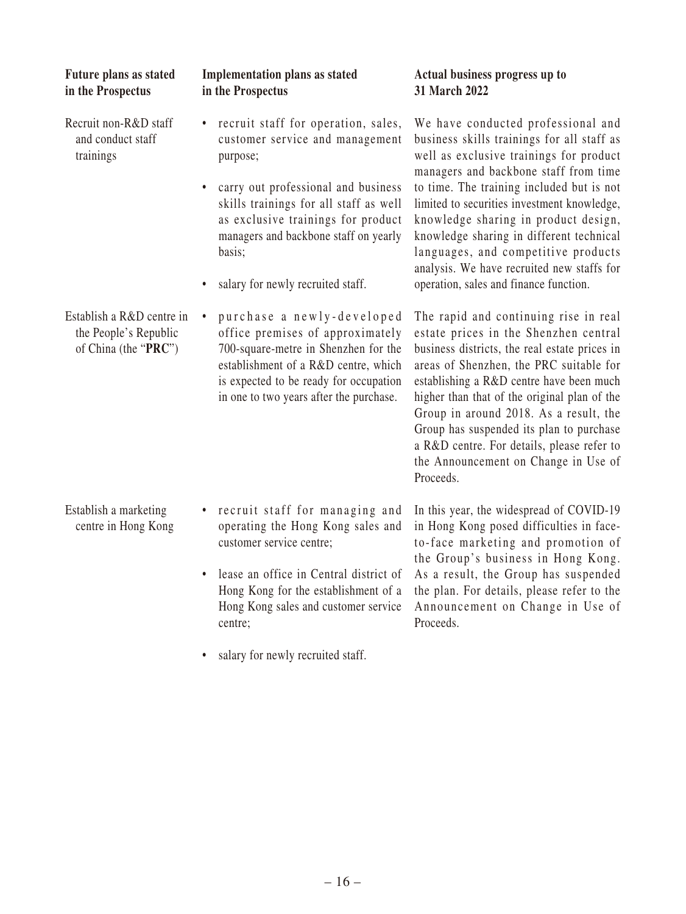| Future plans as stated in the Prospectus | Implementation plans as stated in the Prospectus | Actual business progress up to 31 March 2022 |
|---|---|---|
| Recruit non-R&D staff and conduct staff trainings | • recruit staff for operation, sales, customer service and management purpose;<br>• carry out professional and business skills trainings for all staff as well as exclusive trainings for product managers and backbone staff on yearly basis;<br>• salary for newly recruited staff. | We have conducted professional and business skills trainings for all staff as well as exclusive trainings for product managers and backbone staff from time to time. The training included but is not limited to securities investment knowledge, knowledge sharing in product design, knowledge sharing in different technical languages, and competitive products analysis. We have recruited new staffs for operation, sales and finance function. |
| Establish a R&D centre in the People's Republic of China (the "**PRC**") | • purchase a newly-developed office premises of approximately 700-square-metre in Shenzhen for the establishment of a R&D centre, which is expected to be ready for occupation in one to two years after the purchase. | The rapid and continuing rise in real estate prices in the Shenzhen central business districts, the real estate prices in areas of Shenzhen, the PRC suitable for establishing a R&D centre have been much higher than that of the original plan of the Group in around 2018. As a result, the Group has suspended its plan to purchase a R&D centre. For details, please refer to the Announcement on Change in Use of Proceeds. |
| Establish a marketing centre in Hong Kong | • recruit staff for managing and operating the Hong Kong sales and customer service centre;<br>• lease an office in Central district of Hong Kong for the establishment of a Hong Kong sales and customer service centre;<br>• salary for newly recruited staff. | In this year, the widespread of COVID-19 in Hong Kong posed difficulties in face-to-face marketing and promotion of the Group's business in Hong Kong. As a result, the Group has suspended the plan. For details, please refer to the Announcement on Change in Use of Proceeds. |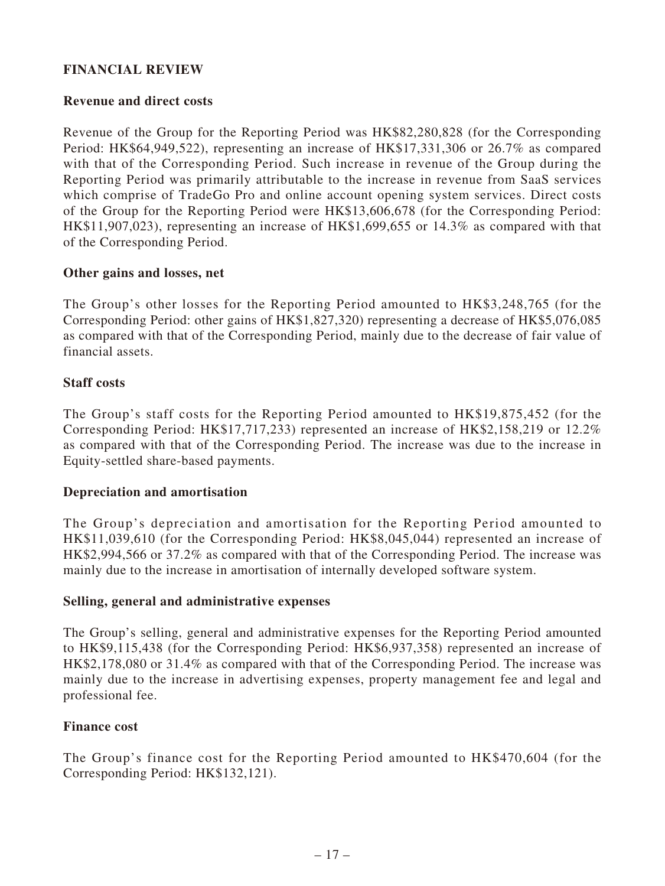## FINANCIAL REVIEW

### Revenue and direct costs

Revenue of the Group for the Reporting Period was HK$82,280,828 (for the Corresponding Period: HK$64,949,522), representing an increase of HK$17,331,306 or 26.7% as compared with that of the Corresponding Period. Such increase in revenue of the Group during the Reporting Period was primarily attributable to the increase in revenue from SaaS services which comprise of TradeGo Pro and online account opening system services. Direct costs of the Group for the Reporting Period were HK$13,606,678 (for the Corresponding Period: HK$11,907,023), representing an increase of HK$1,699,655 or 14.3% as compared with that of the Corresponding Period.

### Other gains and losses, net

The Group's other losses for the Reporting Period amounted to HK$3,248,765 (for the Corresponding Period: other gains of HK$1,827,320) representing a decrease of HK$5,076,085 as compared with that of the Corresponding Period, mainly due to the decrease of fair value of financial assets.

### Staff costs

The Group's staff costs for the Reporting Period amounted to HK$19,875,452 (for the Corresponding Period: HK$17,717,233) represented an increase of HK$2,158,219 or 12.2% as compared with that of the Corresponding Period. The increase was due to the increase in Equity-settled share-based payments.

### Depreciation and amortisation

The Group's depreciation and amortisation for the Reporting Period amounted to HK$11,039,610 (for the Corresponding Period: HK$8,045,044) represented an increase of HK$2,994,566 or 37.2% as compared with that of the Corresponding Period. The increase was mainly due to the increase in amortisation of internally developed software system.

### Selling, general and administrative expenses

The Group's selling, general and administrative expenses for the Reporting Period amounted to HK$9,115,438 (for the Corresponding Period: HK$6,937,358) represented an increase of HK$2,178,080 or 31.4% as compared with that of the Corresponding Period. The increase was mainly due to the increase in advertising expenses, property management fee and legal and professional fee.

### Finance cost

The Group's finance cost for the Reporting Period amounted to HK$470,604 (for the Corresponding Period: HK$132,121).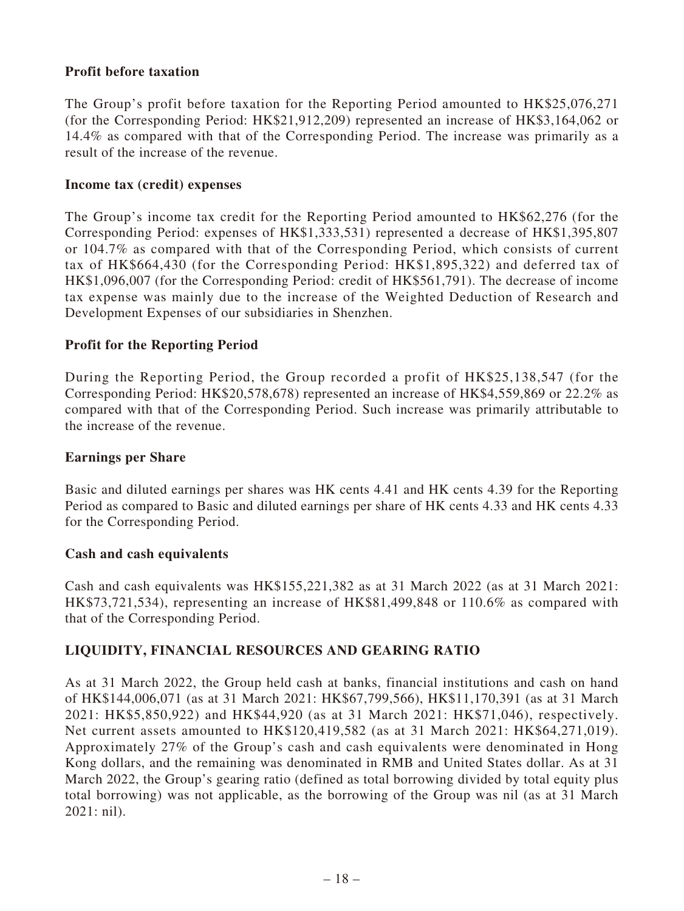**Profit before taxation**

The Group's profit before taxation for the Reporting Period amounted to HK$25,076,271 (for the Corresponding Period: HK$21,912,209) represented an increase of HK$3,164,062 or 14.4% as compared with that of the Corresponding Period. The increase was primarily as a result of the increase of the revenue.

**Income tax (credit) expenses**

The Group's income tax credit for the Reporting Period amounted to HK$62,276 (for the Corresponding Period: expenses of HK$1,333,531) represented a decrease of HK$1,395,807 or 104.7% as compared with that of the Corresponding Period, which consists of current tax of HK$664,430 (for the Corresponding Period: HK$1,895,322) and deferred tax of HK$1,096,007 (for the Corresponding Period: credit of HK$561,791). The decrease of income tax expense was mainly due to the increase of the Weighted Deduction of Research and Development Expenses of our subsidiaries in Shenzhen.

**Profit for the Reporting Period**

During the Reporting Period, the Group recorded a profit of HK$25,138,547 (for the Corresponding Period: HK$20,578,678) represented an increase of HK$4,559,869 or 22.2% as compared with that of the Corresponding Period. Such increase was primarily attributable to the increase of the revenue.

**Earnings per Share**

Basic and diluted earnings per shares was HK cents 4.41 and HK cents 4.39 for the Reporting Period as compared to Basic and diluted earnings per share of HK cents 4.33 and HK cents 4.33 for the Corresponding Period.

**Cash and cash equivalents**

Cash and cash equivalents was HK$155,221,382 as at 31 March 2022 (as at 31 March 2021: HK$73,721,534), representing an increase of HK$81,499,848 or 110.6% as compared with that of the Corresponding Period.

**LIQUIDITY, FINANCIAL RESOURCES AND GEARING RATIO**

As at 31 March 2022, the Group held cash at banks, financial institutions and cash on hand of HK$144,006,071 (as at 31 March 2021: HK$67,799,566), HK$11,170,391 (as at 31 March 2021: HK$5,850,922) and HK$44,920 (as at 31 March 2021: HK$71,046), respectively. Net current assets amounted to HK$120,419,582 (as at 31 March 2021: HK$64,271,019). Approximately 27% of the Group's cash and cash equivalents were denominated in Hong Kong dollars, and the remaining was denominated in RMB and United States dollar. As at 31 March 2022, the Group's gearing ratio (defined as total borrowing divided by total equity plus total borrowing) was not applicable, as the borrowing of the Group was nil (as at 31 March 2021: nil).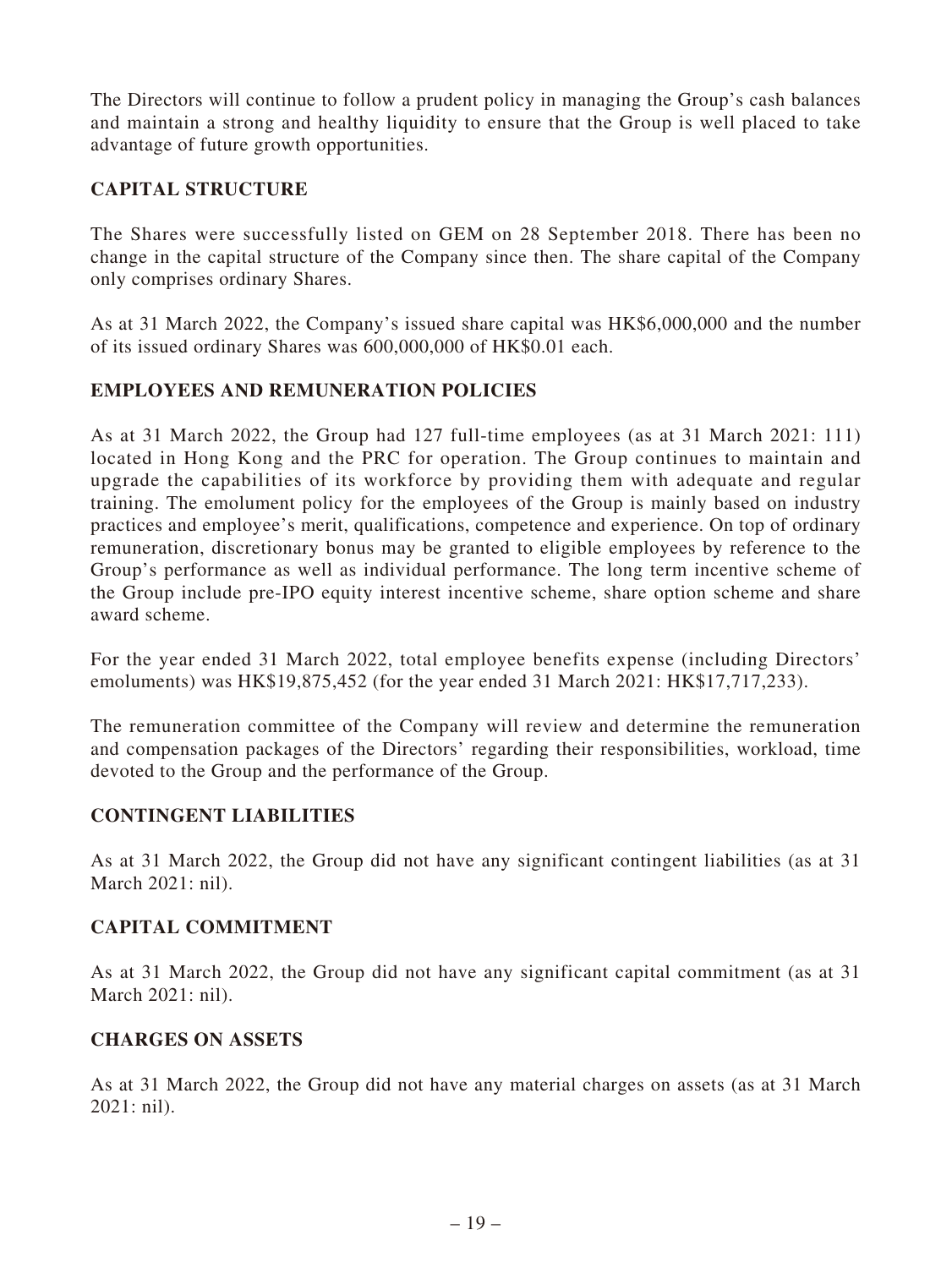The Directors will continue to follow a prudent policy in managing the Group's cash balances and maintain a strong and healthy liquidity to ensure that the Group is well placed to take advantage of future growth opportunities.

## CAPITAL STRUCTURE

The Shares were successfully listed on GEM on 28 September 2018. There has been no change in the capital structure of the Company since then. The share capital of the Company only comprises ordinary Shares.

As at 31 March 2022, the Company's issued share capital was HK$6,000,000 and the number of its issued ordinary Shares was 600,000,000 of HK$0.01 each.

## EMPLOYEES AND REMUNERATION POLICIES

As at 31 March 2022, the Group had 127 full-time employees (as at 31 March 2021: 111) located in Hong Kong and the PRC for operation. The Group continues to maintain and upgrade the capabilities of its workforce by providing them with adequate and regular training. The emolument policy for the employees of the Group is mainly based on industry practices and employee's merit, qualifications, competence and experience. On top of ordinary remuneration, discretionary bonus may be granted to eligible employees by reference to the Group's performance as well as individual performance. The long term incentive scheme of the Group include pre-IPO equity interest incentive scheme, share option scheme and share award scheme.

For the year ended 31 March 2022, total employee benefits expense (including Directors' emoluments) was HK$19,875,452 (for the year ended 31 March 2021: HK$17,717,233).

The remuneration committee of the Company will review and determine the remuneration and compensation packages of the Directors' regarding their responsibilities, workload, time devoted to the Group and the performance of the Group.

## CONTINGENT LIABILITIES

As at 31 March 2022, the Group did not have any significant contingent liabilities (as at 31 March 2021: nil).

## CAPITAL COMMITMENT

As at 31 March 2022, the Group did not have any significant capital commitment (as at 31 March 2021: nil).

## CHARGES ON ASSETS

As at 31 March 2022, the Group did not have any material charges on assets (as at 31 March 2021: nil).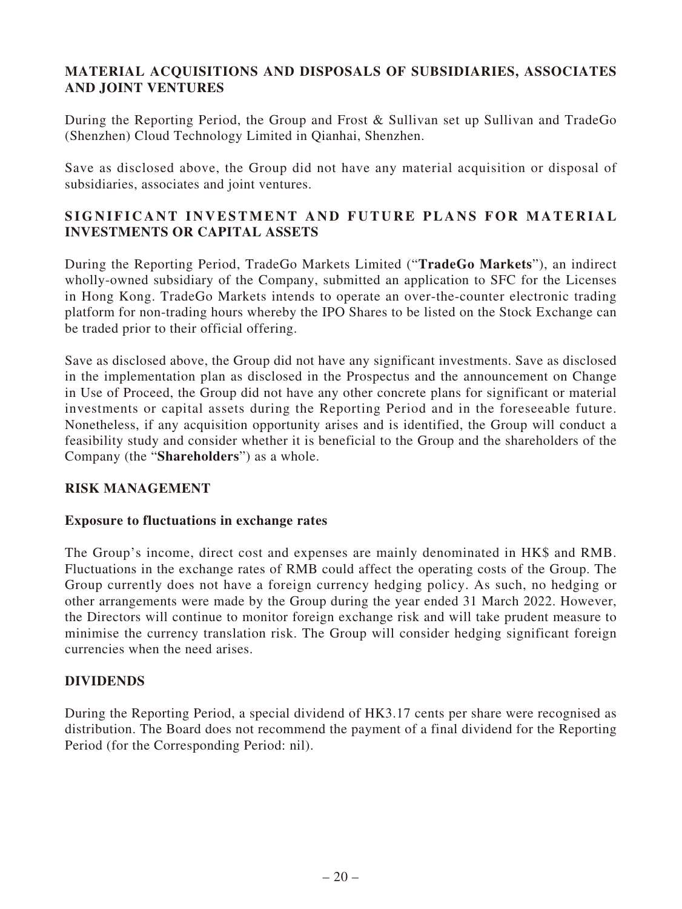## MATERIAL ACQUISITIONS AND DISPOSALS OF SUBSIDIARIES, ASSOCIATES AND JOINT VENTURES

During the Reporting Period, the Group and Frost & Sullivan set up Sullivan and TradeGo (Shenzhen) Cloud Technology Limited in Qianhai, Shenzhen.

Save as disclosed above, the Group did not have any material acquisition or disposal of subsidiaries, associates and joint ventures.

## SIGNIFICANT INVESTMENT AND FUTURE PLANS FOR MATERIAL INVESTMENTS OR CAPITAL ASSETS

During the Reporting Period, TradeGo Markets Limited ("**TradeGo Markets**"), an indirect wholly-owned subsidiary of the Company, submitted an application to SFC for the Licenses in Hong Kong. TradeGo Markets intends to operate an over-the-counter electronic trading platform for non-trading hours whereby the IPO Shares to be listed on the Stock Exchange can be traded prior to their official offering.

Save as disclosed above, the Group did not have any significant investments. Save as disclosed in the implementation plan as disclosed in the Prospectus and the announcement on Change in Use of Proceed, the Group did not have any other concrete plans for significant or material investments or capital assets during the Reporting Period and in the foreseeable future. Nonetheless, if any acquisition opportunity arises and is identified, the Group will conduct a feasibility study and consider whether it is beneficial to the Group and the shareholders of the Company (the "**Shareholders**") as a whole.

## RISK MANAGEMENT

### Exposure to fluctuations in exchange rates

The Group's income, direct cost and expenses are mainly denominated in HK$ and RMB. Fluctuations in the exchange rates of RMB could affect the operating costs of the Group. The Group currently does not have a foreign currency hedging policy. As such, no hedging or other arrangements were made by the Group during the year ended 31 March 2022. However, the Directors will continue to monitor foreign exchange risk and will take prudent measure to minimise the currency translation risk. The Group will consider hedging significant foreign currencies when the need arises.

## DIVIDENDS

During the Reporting Period, a special dividend of HK3.17 cents per share were recognised as distribution. The Board does not recommend the payment of a final dividend for the Reporting Period (for the Corresponding Period: nil).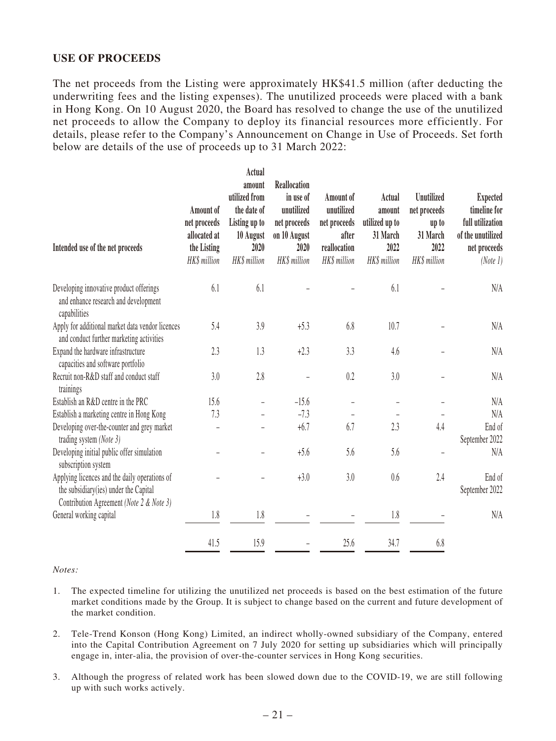## USE OF PROCEEDS

The net proceeds from the Listing were approximately HK$41.5 million (after deducting the underwriting fees and the listing expenses). The unutilized proceeds were placed with a bank in Hong Kong. On 10 August 2020, the Board has resolved to change the use of the unutilized net proceeds to allow the Company to deploy its financial resources more efficiently. For details, please refer to the Company's Announcement on Change in Use of Proceeds. Set forth below are details of the use of proceeds up to 31 March 2022:

| Intended use of the net proceeds | Amount of net proceeds allocated at the Listing *HK$ million* | Actual amount utilized from the date of Listing up to 10 August 2020 *HK$ million* | Reallocation in use of unutilized net proceeds on 10 August 2020 *HK$ million* | Amount of unutilized net proceeds after reallocation *HK$ million* | Actual amount utilized up to 31 March 2022 *HK$ million* | Unutilized net proceeds up to 31 March 2022 *HK$ million* | Expected timeline for full utilization of the unutilized net proceeds *(Note 1)* |
|---|---|---|---|---|---|---|---|
| Developing innovative product offerings and enhance research and development capabilities | 6.1 | 6.1 | – | – | 6.1 | – | N/A |
| Apply for additional market data vendor licences and conduct further marketing activities | 5.4 | 3.9 | +5.3 | 6.8 | 10.7 | – | N/A |
| Expand the hardware infrastructure capacities and software portfolio | 2.3 | 1.3 | +2.3 | 3.3 | 4.6 | – | N/A |
| Recruit non-R&D staff and conduct staff trainings | 3.0 | 2.8 | – | 0.2 | 3.0 | – | N/A |
| Establish an R&D centre in the PRC | 15.6 | – | –15.6 | – | – | – | N/A |
| Establish a marketing centre in Hong Kong | 7.3 | – | –7.3 | – | – | – | N/A |
| Developing over-the-counter and grey market trading system *(Note 3)* | – | – | +6.7 | 6.7 | 2.3 | 4.4 | End of September 2022 |
| Developing initial public offer simulation subscription system | – | – | +5.6 | 5.6 | 5.6 | – | N/A |
| Applying licences and the daily operations of the subsidiary(ies) under the Capital Contribution Agreement *(Note 2 & Note 3)* | – | – | +3.0 | 3.0 | 0.6 | 2.4 | End of September 2022 |
| General working capital | 1.8 | 1.8 | – | – | 1.8 | – | N/A |
| | 41.5 | 15.9 | – | 25.6 | 34.7 | 6.8 | |

*Notes:*

1. The expected timeline for utilizing the unutilized net proceeds is based on the best estimation of the future market conditions made by the Group. It is subject to change based on the current and future development of the market condition.

2. Tele-Trend Konson (Hong Kong) Limited, an indirect wholly-owned subsidiary of the Company, entered into the Capital Contribution Agreement on 7 July 2020 for setting up subsidiaries which will principally engage in, inter-alia, the provision of over-the-counter services in Hong Kong securities.

3. Although the progress of related work has been slowed down due to the COVID-19, we are still following up with such works actively.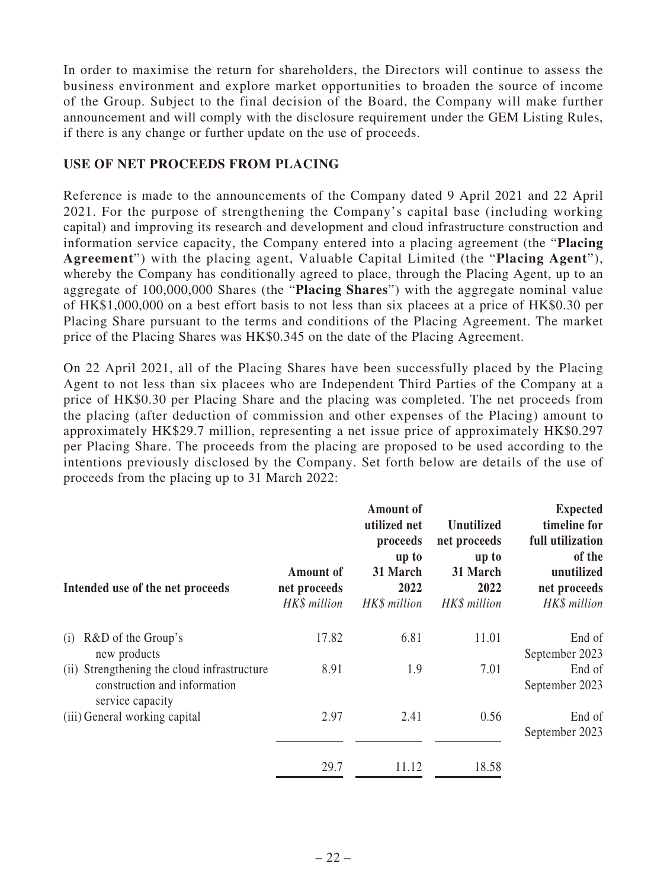In order to maximise the return for shareholders, the Directors will continue to assess the business environment and explore market opportunities to broaden the source of income of the Group. Subject to the final decision of the Board, the Company will make further announcement and will comply with the disclosure requirement under the GEM Listing Rules, if there is any change or further update on the use of proceeds.

## USE OF NET PROCEEDS FROM PLACING

Reference is made to the announcements of the Company dated 9 April 2021 and 22 April 2021. For the purpose of strengthening the Company's capital base (including working capital) and improving its research and development and cloud infrastructure construction and information service capacity, the Company entered into a placing agreement (the "**Placing Agreement**") with the placing agent, Valuable Capital Limited (the "**Placing Agent**"), whereby the Company has conditionally agreed to place, through the Placing Agent, up to an aggregate of 100,000,000 Shares (the "**Placing Shares**") with the aggregate nominal value of HK$1,000,000 on a best effort basis to not less than six placees at a price of HK$0.30 per Placing Share pursuant to the terms and conditions of the Placing Agreement. The market price of the Placing Shares was HK$0.345 on the date of the Placing Agreement.

On 22 April 2021, all of the Placing Shares have been successfully placed by the Placing Agent to not less than six placees who are Independent Third Parties of the Company at a price of HK$0.30 per Placing Share and the placing was completed. The net proceeds from the placing (after deduction of commission and other expenses of the Placing) amount to approximately HK$29.7 million, representing a net issue price of approximately HK$0.297 per Placing Share. The proceeds from the placing are proposed to be used according to the intentions previously disclosed by the Company. Set forth below are details of the use of proceeds from the placing up to 31 March 2022:

| Intended use of the net proceeds | Amount of net proceeds<br>*HK$ million* | Amount of utilized net proceeds up to 31 March 2022<br>*HK$ million* | Unutilized net proceeds up to 31 March 2022<br>*HK$ million* | Expected timeline for full utilization of the unutilized net proceeds<br>*HK$ million* |
|---|---|---|---|---|
| (i) R&D of the Group's new products | 17.82 | 6.81 | 11.01 | End of September 2023 |
| (ii) Strengthening the cloud infrastructure construction and information service capacity | 8.91 | 1.9 | 7.01 | End of September 2023 |
| (iii) General working capital | 2.97 | 2.41 | 0.56 | End of September 2023 |
| | 29.7 | 11.12 | 18.58 | |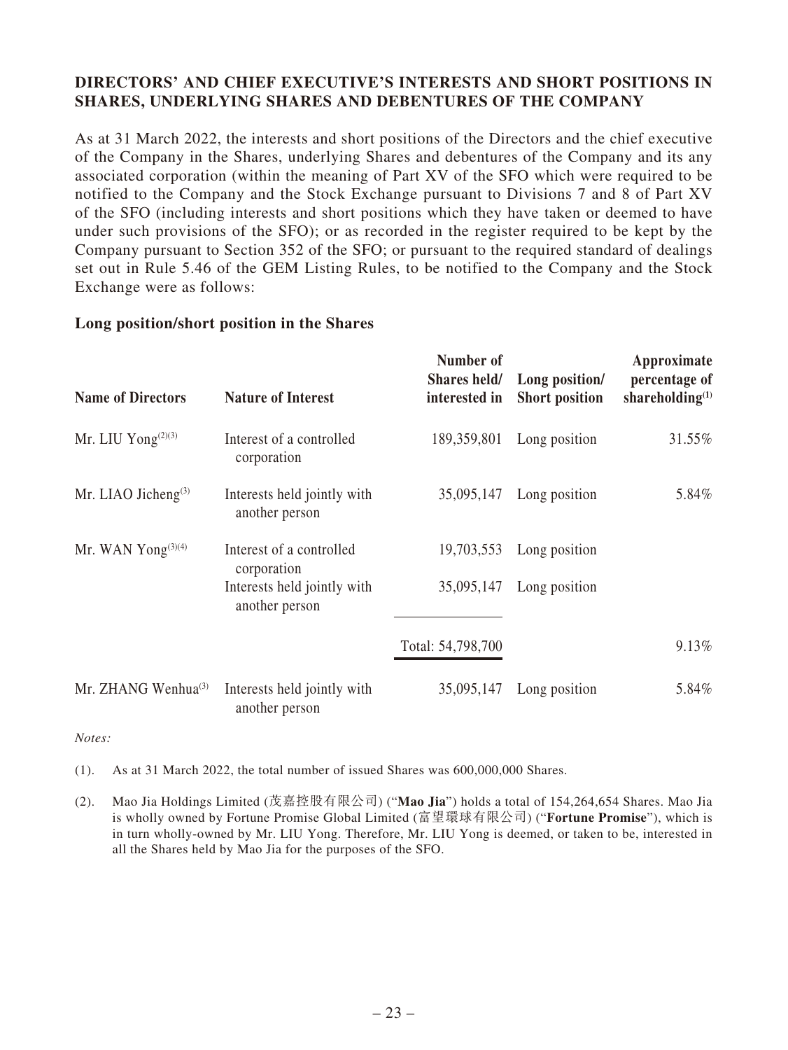## DIRECTORS' AND CHIEF EXECUTIVE'S INTERESTS AND SHORT POSITIONS IN SHARES, UNDERLYING SHARES AND DEBENTURES OF THE COMPANY

As at 31 March 2022, the interests and short positions of the Directors and the chief executive of the Company in the Shares, underlying Shares and debentures of the Company and its any associated corporation (within the meaning of Part XV of the SFO which were required to be notified to the Company and the Stock Exchange pursuant to Divisions 7 and 8 of Part XV of the SFO (including interests and short positions which they have taken or deemed to have under such provisions of the SFO); or as recorded in the register required to be kept by the Company pursuant to Section 352 of the SFO; or pursuant to the required standard of dealings set out in Rule 5.46 of the GEM Listing Rules, to be notified to the Company and the Stock Exchange were as follows:

### Long position/short position in the Shares

| Name of Directors | Nature of Interest | Number of Shares held/ interested in | Long position/ Short position | Approximate percentage of shareholding(1) |
|---|---|---|---|---|
| Mr. LIU Yong(2)(3) | Interest of a controlled corporation | 189,359,801 | Long position | 31.55% |
| Mr. LIAO Jicheng(3) | Interests held jointly with another person | 35,095,147 | Long position | 5.84% |
| Mr. WAN Yong(3)(4) | Interest of a controlled corporation | 19,703,553 | Long position | |
| | Interests held jointly with another person | 35,095,147 | Long position | |
| | | Total: 54,798,700 | | 9.13% |
| Mr. ZHANG Wenhua(3) | Interests held jointly with another person | 35,095,147 | Long position | 5.84% |

*Notes:*

(1). As at 31 March 2022, the total number of issued Shares was 600,000,000 Shares.

(2). Mao Jia Holdings Limited (茂嘉控股有限公司) ("**Mao Jia**") holds a total of 154,264,654 Shares. Mao Jia is wholly owned by Fortune Promise Global Limited (富望環球有限公司) ("**Fortune Promise**"), which is in turn wholly-owned by Mr. LIU Yong. Therefore, Mr. LIU Yong is deemed, or taken to be, interested in all the Shares held by Mao Jia for the purposes of the SFO.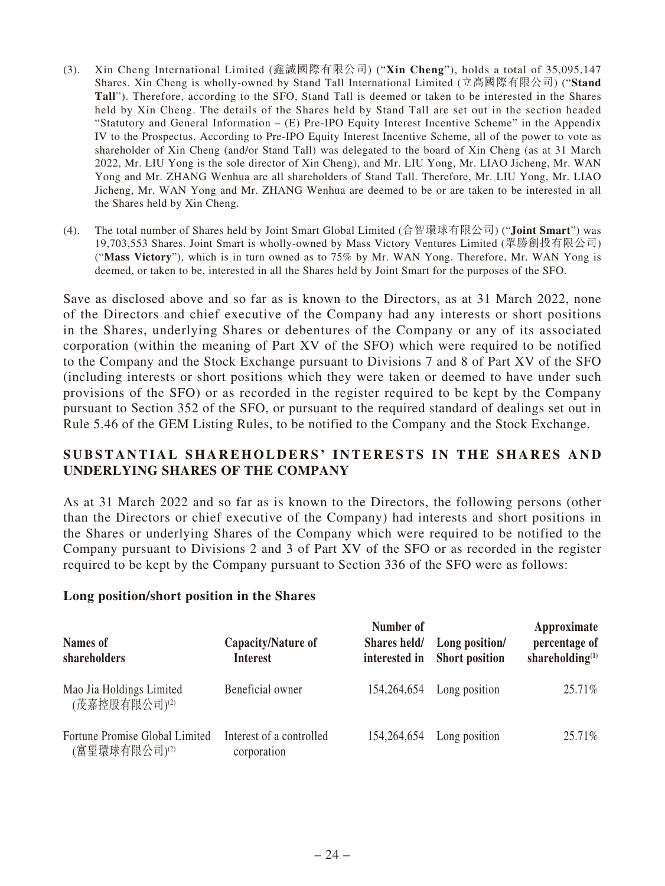(3). Xin Cheng International Limited (鑫誠國際有限公司) ("**Xin Cheng**"), holds a total of 35,095,147 Shares. Xin Cheng is wholly-owned by Stand Tall International Limited (立高國際有限公司) ("**Stand Tall**"). Therefore, according to the SFO, Stand Tall is deemed or taken to be interested in the Shares held by Xin Cheng. The details of the Shares held by Stand Tall are set out in the section headed "Statutory and General Information – (E) Pre-IPO Equity Interest Incentive Scheme" in the Appendix IV to the Prospectus. According to Pre-IPO Equity Interest Incentive Scheme, all of the power to vote as shareholder of Xin Cheng (and/or Stand Tall) was delegated to the board of Xin Cheng (as at 31 March 2022, Mr. LIU Yong is the sole director of Xin Cheng), and Mr. LIU Yong, Mr. LIAO Jicheng, Mr. WAN Yong and Mr. ZHANG Wenhua are all shareholders of Stand Tall. Therefore, Mr. LIU Yong, Mr. LIAO Jicheng, Mr. WAN Yong and Mr. ZHANG Wenhua are deemed to be or are taken to be interested in all the Shares held by Xin Cheng.

(4). The total number of Shares held by Joint Smart Global Limited (合智環球有限公司) ("**Joint Smart**") was 19,703,553 Shares. Joint Smart is wholly-owned by Mass Victory Ventures Limited (眾勝創投有限公司) ("**Mass Victory**"), which is in turn owned as to 75% by Mr. WAN Yong. Therefore, Mr. WAN Yong is deemed, or taken to be, interested in all the Shares held by Joint Smart for the purposes of the SFO.

Save as disclosed above and so far as is known to the Directors, as at 31 March 2022, none of the Directors and chief executive of the Company had any interests or short positions in the Shares, underlying Shares or debentures of the Company or any of its associated corporation (within the meaning of Part XV of the SFO) which were required to be notified to the Company and the Stock Exchange pursuant to Divisions 7 and 8 of Part XV of the SFO (including interests or short positions which they were taken or deemed to have under such provisions of the SFO) or as recorded in the register required to be kept by the Company pursuant to Section 352 of the SFO, or pursuant to the required standard of dealings set out in Rule 5.46 of the GEM Listing Rules, to be notified to the Company and the Stock Exchange.

## SUBSTANTIAL SHAREHOLDERS' INTERESTS IN THE SHARES AND UNDERLYING SHARES OF THE COMPANY

As at 31 March 2022 and so far as is known to the Directors, the following persons (other than the Directors or chief executive of the Company) had interests and short positions in the Shares or underlying Shares of the Company which were required to be notified to the Company pursuant to Divisions 2 and 3 of Part XV of the SFO or as recorded in the register required to be kept by the Company pursuant to Section 336 of the SFO were as follows:

### Long position/short position in the Shares

| Names of shareholders | Capacity/Nature of Interest | Number of Shares held/ interested in | Long position/ Short position | Approximate percentage of shareholding[1] |
|---|---|---|---|---|
| Mao Jia Holdings Limited (茂嘉控股有限公司)[2] | Beneficial owner | 154,264,654 | Long position | 25.71% |
| Fortune Promise Global Limited (富望環球有限公司)[2] | Interest of a controlled corporation | 154,264,654 | Long position | 25.71% |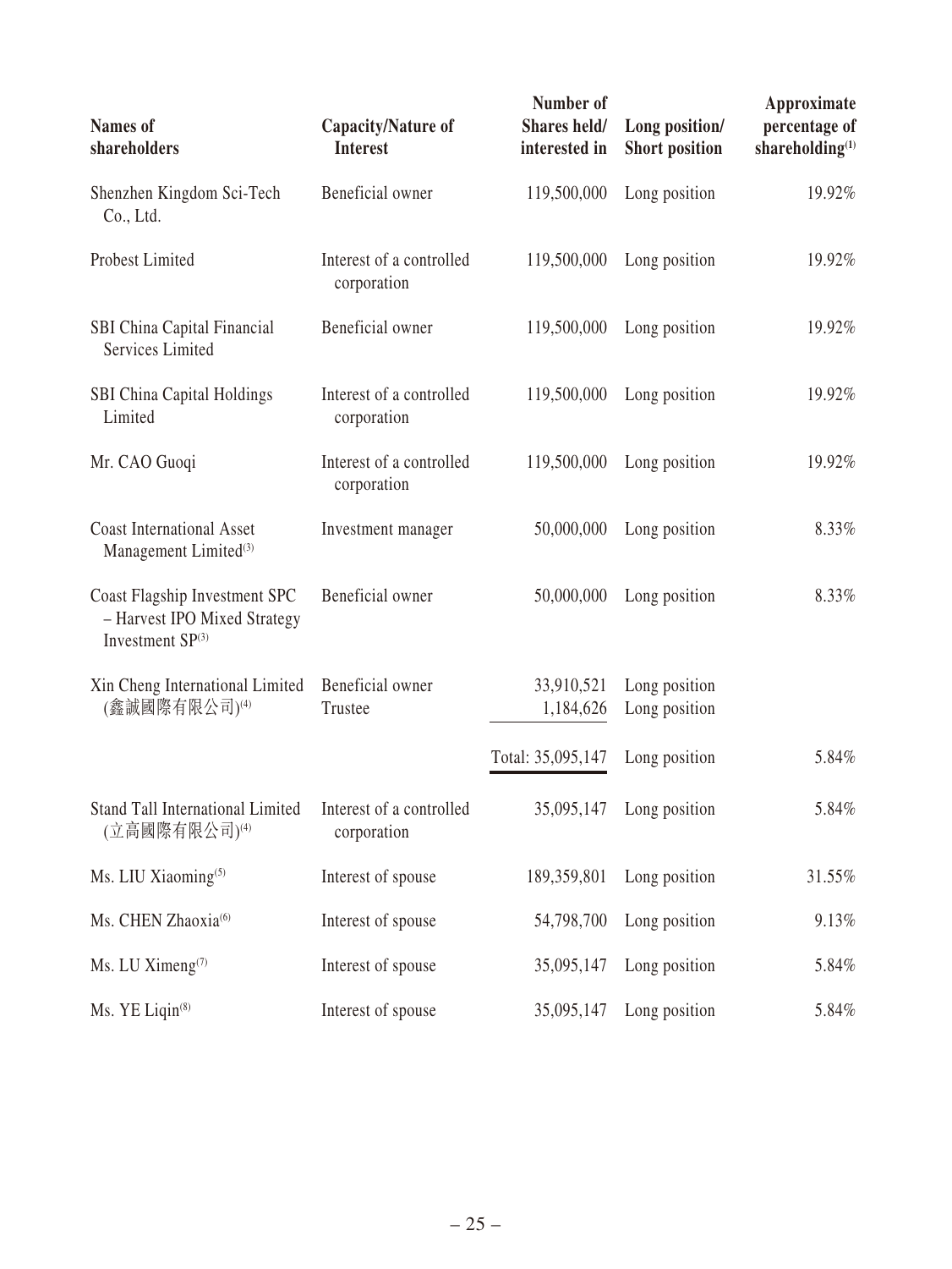| Names of shareholders | Capacity/Nature of Interest | Number of Shares held/ interested in | Long position/ Short position | Approximate percentage of shareholding[(1)] |
|---|---|---|---|---|
| Shenzhen Kingdom Sci-Tech Co., Ltd. | Beneficial owner | 119,500,000 | Long position | 19.92% |
| Probest Limited | Interest of a controlled corporation | 119,500,000 | Long position | 19.92% |
| SBI China Capital Financial Services Limited | Beneficial owner | 119,500,000 | Long position | 19.92% |
| SBI China Capital Holdings Limited | Interest of a controlled corporation | 119,500,000 | Long position | 19.92% |
| Mr. CAO Guoqi | Interest of a controlled corporation | 119,500,000 | Long position | 19.92% |
| Coast International Asset Management Limited[(3)] | Investment manager | 50,000,000 | Long position | 8.33% |
| Coast Flagship Investment SPC – Harvest IPO Mixed Strategy Investment SP[(3)] | Beneficial owner | 50,000,000 | Long position | 8.33% |
| Xin Cheng International Limited (鑫誠國際有限公司)[(4)] | Beneficial owner | 33,910,521 | Long position | |
| | Trustee | 1,184,626 | Long position | |
| | | Total: 35,095,147 | Long position | 5.84% |
| Stand Tall International Limited (立高國際有限公司)[(4)] | Interest of a controlled corporation | 35,095,147 | Long position | 5.84% |
| Ms. LIU Xiaoming[(5)] | Interest of spouse | 189,359,801 | Long position | 31.55% |
| Ms. CHEN Zhaoxia[(6)] | Interest of spouse | 54,798,700 | Long position | 9.13% |
| Ms. LU Ximeng[(7)] | Interest of spouse | 35,095,147 | Long position | 5.84% |
| Ms. YE Liqin[(8)] | Interest of spouse | 35,095,147 | Long position | 5.84% |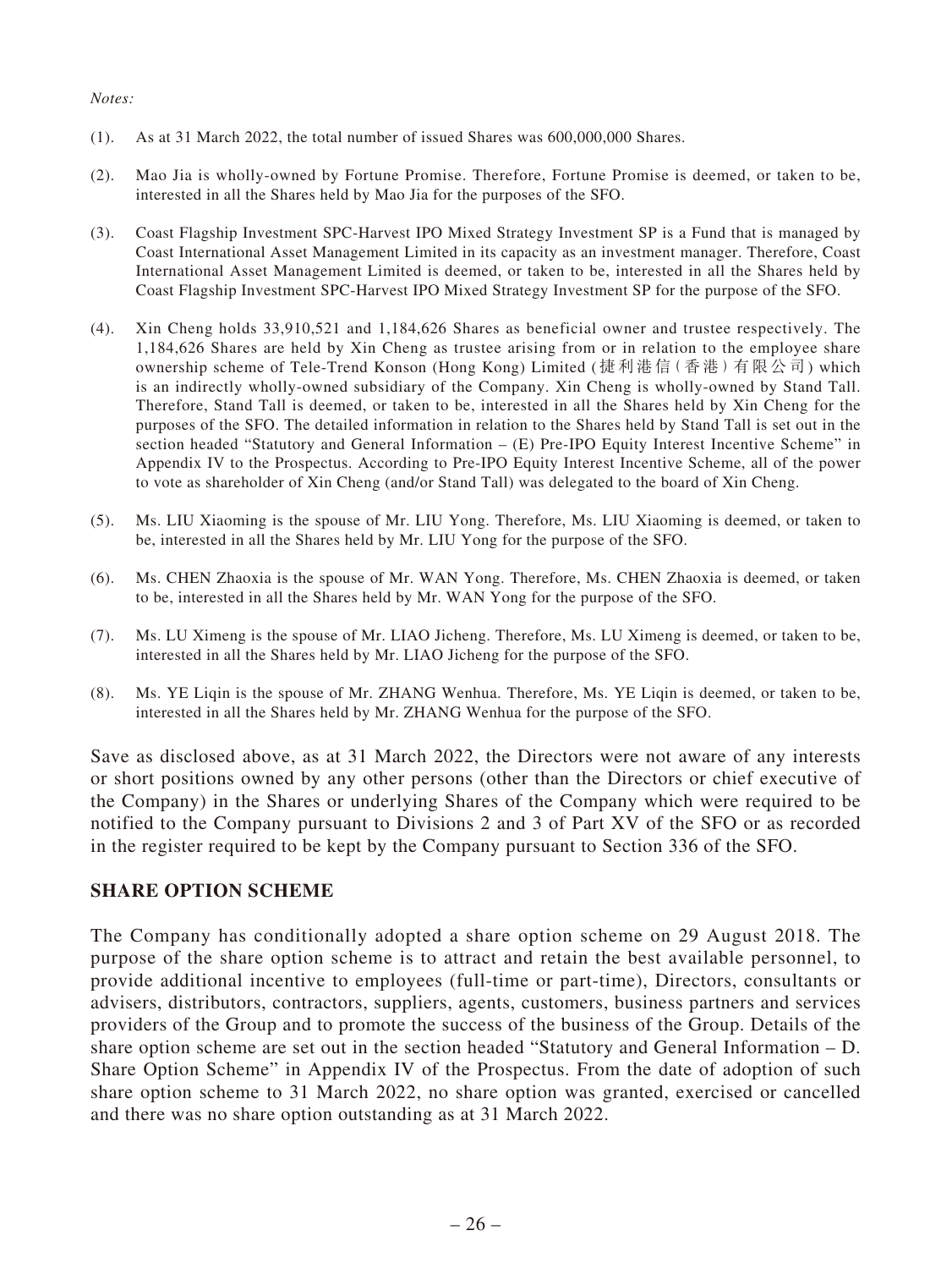*Notes:*

(1). As at 31 March 2022, the total number of issued Shares was 600,000,000 Shares.

(2). Mao Jia is wholly-owned by Fortune Promise. Therefore, Fortune Promise is deemed, or taken to be, interested in all the Shares held by Mao Jia for the purposes of the SFO.

(3). Coast Flagship Investment SPC-Harvest IPO Mixed Strategy Investment SP is a Fund that is managed by Coast International Asset Management Limited in its capacity as an investment manager. Therefore, Coast International Asset Management Limited is deemed, or taken to be, interested in all the Shares held by Coast Flagship Investment SPC-Harvest IPO Mixed Strategy Investment SP for the purpose of the SFO.

(4). Xin Cheng holds 33,910,521 and 1,184,626 Shares as beneficial owner and trustee respectively. The 1,184,626 Shares are held by Xin Cheng as trustee arising from or in relation to the employee share ownership scheme of Tele-Trend Konson (Hong Kong) Limited (捷利港信(香港)有限公司) which is an indirectly wholly-owned subsidiary of the Company. Xin Cheng is wholly-owned by Stand Tall. Therefore, Stand Tall is deemed, or taken to be, interested in all the Shares held by Xin Cheng for the purposes of the SFO. The detailed information in relation to the Shares held by Stand Tall is set out in the section headed "Statutory and General Information – (E) Pre-IPO Equity Interest Incentive Scheme" in Appendix IV to the Prospectus. According to Pre-IPO Equity Interest Incentive Scheme, all of the power to vote as shareholder of Xin Cheng (and/or Stand Tall) was delegated to the board of Xin Cheng.

(5). Ms. LIU Xiaoming is the spouse of Mr. LIU Yong. Therefore, Ms. LIU Xiaoming is deemed, or taken to be, interested in all the Shares held by Mr. LIU Yong for the purpose of the SFO.

(6). Ms. CHEN Zhaoxia is the spouse of Mr. WAN Yong. Therefore, Ms. CHEN Zhaoxia is deemed, or taken to be, interested in all the Shares held by Mr. WAN Yong for the purpose of the SFO.

(7). Ms. LU Ximeng is the spouse of Mr. LIAO Jicheng. Therefore, Ms. LU Ximeng is deemed, or taken to be, interested in all the Shares held by Mr. LIAO Jicheng for the purpose of the SFO.

(8). Ms. YE Liqin is the spouse of Mr. ZHANG Wenhua. Therefore, Ms. YE Liqin is deemed, or taken to be, interested in all the Shares held by Mr. ZHANG Wenhua for the purpose of the SFO.

Save as disclosed above, as at 31 March 2022, the Directors were not aware of any interests or short positions owned by any other persons (other than the Directors or chief executive of the Company) in the Shares or underlying Shares of the Company which were required to be notified to the Company pursuant to Divisions 2 and 3 of Part XV of the SFO or as recorded in the register required to be kept by the Company pursuant to Section 336 of the SFO.

## SHARE OPTION SCHEME

The Company has conditionally adopted a share option scheme on 29 August 2018. The purpose of the share option scheme is to attract and retain the best available personnel, to provide additional incentive to employees (full-time or part-time), Directors, consultants or advisers, distributors, contractors, suppliers, agents, customers, business partners and services providers of the Group and to promote the success of the business of the Group. Details of the share option scheme are set out in the section headed "Statutory and General Information – D. Share Option Scheme" in Appendix IV of the Prospectus. From the date of adoption of such share option scheme to 31 March 2022, no share option was granted, exercised or cancelled and there was no share option outstanding as at 31 March 2022.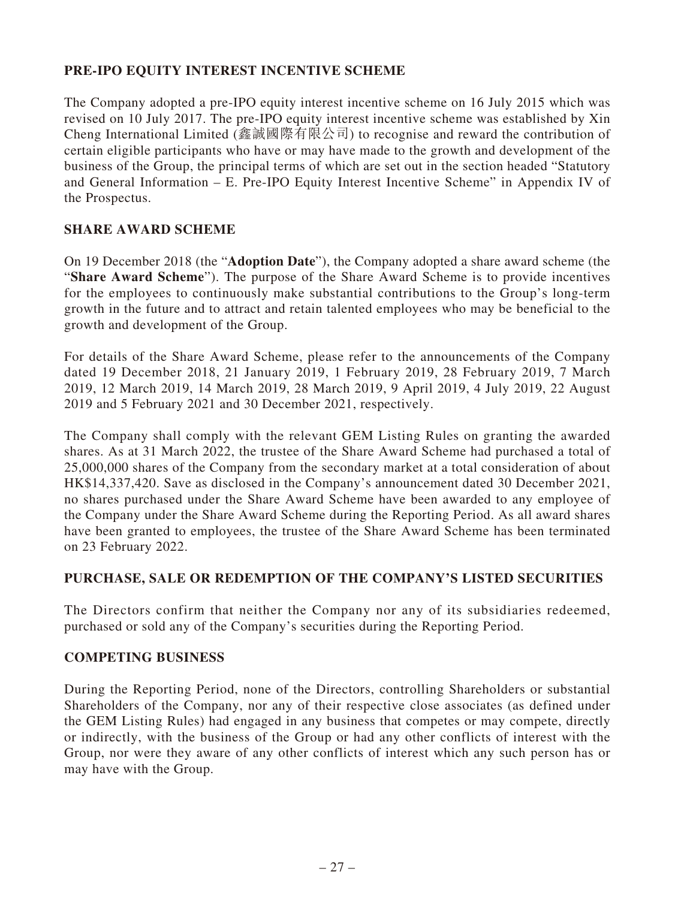## PRE-IPO EQUITY INTEREST INCENTIVE SCHEME

The Company adopted a pre-IPO equity interest incentive scheme on 16 July 2015 which was revised on 10 July 2017. The pre-IPO equity interest incentive scheme was established by Xin Cheng International Limited (鑫誠國際有限公司) to recognise and reward the contribution of certain eligible participants who have or may have made to the growth and development of the business of the Group, the principal terms of which are set out in the section headed "Statutory and General Information – E. Pre-IPO Equity Interest Incentive Scheme" in Appendix IV of the Prospectus.

## SHARE AWARD SCHEME

On 19 December 2018 (the "**Adoption Date**"), the Company adopted a share award scheme (the "**Share Award Scheme**"). The purpose of the Share Award Scheme is to provide incentives for the employees to continuously make substantial contributions to the Group's long-term growth in the future and to attract and retain talented employees who may be beneficial to the growth and development of the Group.

For details of the Share Award Scheme, please refer to the announcements of the Company dated 19 December 2018, 21 January 2019, 1 February 2019, 28 February 2019, 7 March 2019, 12 March 2019, 14 March 2019, 28 March 2019, 9 April 2019, 4 July 2019, 22 August 2019 and 5 February 2021 and 30 December 2021, respectively.

The Company shall comply with the relevant GEM Listing Rules on granting the awarded shares. As at 31 March 2022, the trustee of the Share Award Scheme had purchased a total of 25,000,000 shares of the Company from the secondary market at a total consideration of about HK$14,337,420. Save as disclosed in the Company's announcement dated 30 December 2021, no shares purchased under the Share Award Scheme have been awarded to any employee of the Company under the Share Award Scheme during the Reporting Period. As all award shares have been granted to employees, the trustee of the Share Award Scheme has been terminated on 23 February 2022.

## PURCHASE, SALE OR REDEMPTION OF THE COMPANY'S LISTED SECURITIES

The Directors confirm that neither the Company nor any of its subsidiaries redeemed, purchased or sold any of the Company's securities during the Reporting Period.

## COMPETING BUSINESS

During the Reporting Period, none of the Directors, controlling Shareholders or substantial Shareholders of the Company, nor any of their respective close associates (as defined under the GEM Listing Rules) had engaged in any business that competes or may compete, directly or indirectly, with the business of the Group or had any other conflicts of interest with the Group, nor were they aware of any other conflicts of interest which any such person has or may have with the Group.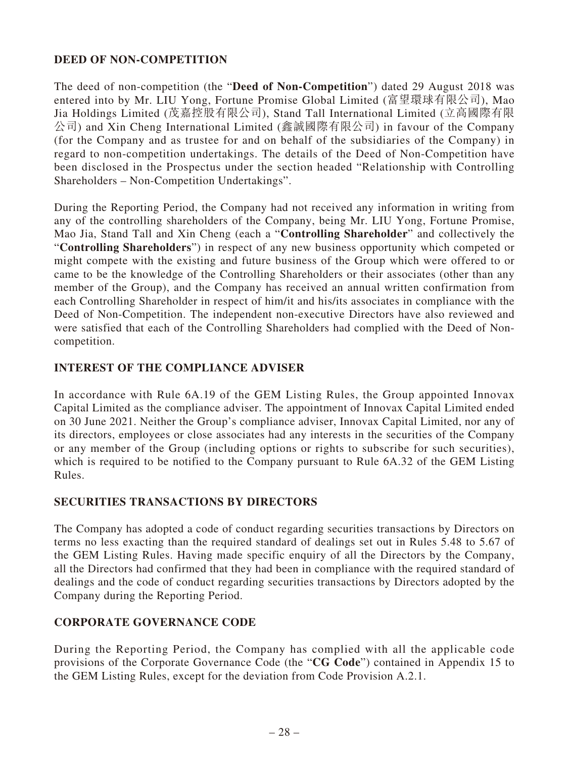## DEED OF NON-COMPETITION

The deed of non-competition (the "**Deed of Non-Competition**") dated 29 August 2018 was entered into by Mr. LIU Yong, Fortune Promise Global Limited (富望環球有限公司), Mao Jia Holdings Limited (茂嘉控股有限公司), Stand Tall International Limited (立高國際有限公司) and Xin Cheng International Limited (鑫誠國際有限公司) in favour of the Company (for the Company and as trustee for and on behalf of the subsidiaries of the Company) in regard to non-competition undertakings. The details of the Deed of Non-Competition have been disclosed in the Prospectus under the section headed "Relationship with Controlling Shareholders – Non-Competition Undertakings".

During the Reporting Period, the Company had not received any information in writing from any of the controlling shareholders of the Company, being Mr. LIU Yong, Fortune Promise, Mao Jia, Stand Tall and Xin Cheng (each a "**Controlling Shareholder**" and collectively the "**Controlling Shareholders**") in respect of any new business opportunity which competed or might compete with the existing and future business of the Group which were offered to or came to be the knowledge of the Controlling Shareholders or their associates (other than any member of the Group), and the Company has received an annual written confirmation from each Controlling Shareholder in respect of him/it and his/its associates in compliance with the Deed of Non-Competition. The independent non-executive Directors have also reviewed and were satisfied that each of the Controlling Shareholders had complied with the Deed of Non-competition.

## INTEREST OF THE COMPLIANCE ADVISER

In accordance with Rule 6A.19 of the GEM Listing Rules, the Group appointed Innovax Capital Limited as the compliance adviser. The appointment of Innovax Capital Limited ended on 30 June 2021. Neither the Group's compliance adviser, Innovax Capital Limited, nor any of its directors, employees or close associates had any interests in the securities of the Company or any member of the Group (including options or rights to subscribe for such securities), which is required to be notified to the Company pursuant to Rule 6A.32 of the GEM Listing Rules.

## SECURITIES TRANSACTIONS BY DIRECTORS

The Company has adopted a code of conduct regarding securities transactions by Directors on terms no less exacting than the required standard of dealings set out in Rules 5.48 to 5.67 of the GEM Listing Rules. Having made specific enquiry of all the Directors by the Company, all the Directors had confirmed that they had been in compliance with the required standard of dealings and the code of conduct regarding securities transactions by Directors adopted by the Company during the Reporting Period.

## CORPORATE GOVERNANCE CODE

During the Reporting Period, the Company has complied with all the applicable code provisions of the Corporate Governance Code (the "**CG Code**") contained in Appendix 15 to the GEM Listing Rules, except for the deviation from Code Provision A.2.1.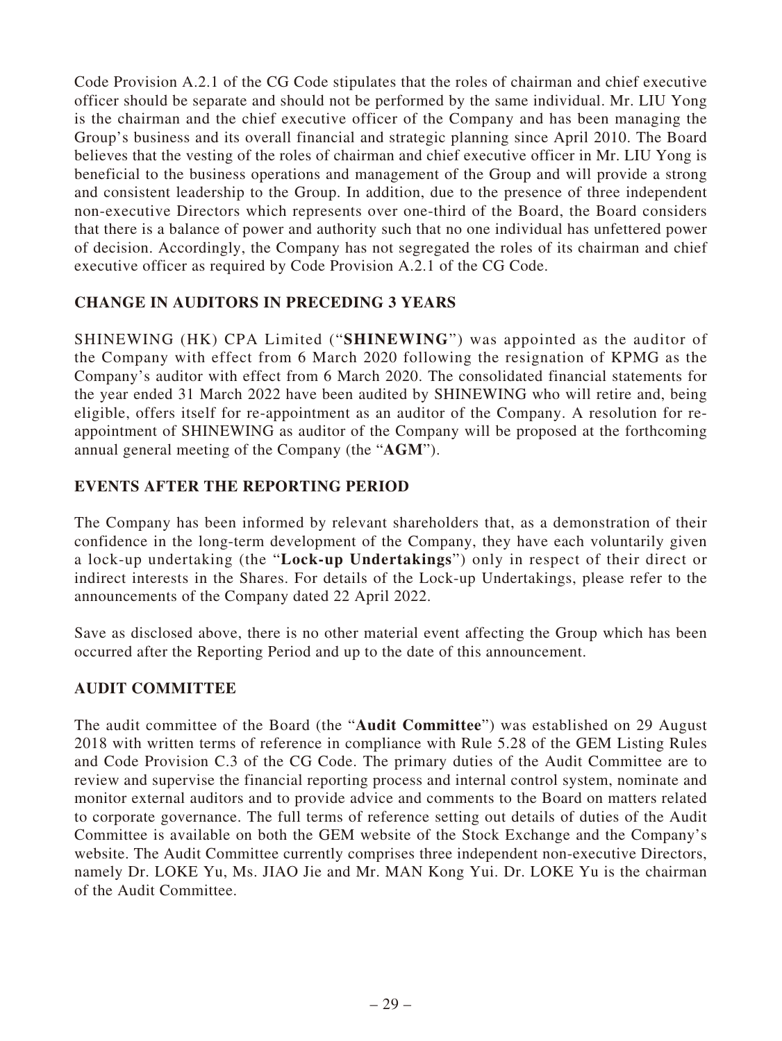Code Provision A.2.1 of the CG Code stipulates that the roles of chairman and chief executive officer should be separate and should not be performed by the same individual. Mr. LIU Yong is the chairman and the chief executive officer of the Company and has been managing the Group's business and its overall financial and strategic planning since April 2010. The Board believes that the vesting of the roles of chairman and chief executive officer in Mr. LIU Yong is beneficial to the business operations and management of the Group and will provide a strong and consistent leadership to the Group. In addition, due to the presence of three independent non-executive Directors which represents over one-third of the Board, the Board considers that there is a balance of power and authority such that no one individual has unfettered power of decision. Accordingly, the Company has not segregated the roles of its chairman and chief executive officer as required by Code Provision A.2.1 of the CG Code.

## CHANGE IN AUDITORS IN PRECEDING 3 YEARS

SHINEWING (HK) CPA Limited ("**SHINEWING**") was appointed as the auditor of the Company with effect from 6 March 2020 following the resignation of KPMG as the Company's auditor with effect from 6 March 2020. The consolidated financial statements for the year ended 31 March 2022 have been audited by SHINEWING who will retire and, being eligible, offers itself for re-appointment as an auditor of the Company. A resolution for re-appointment of SHINEWING as auditor of the Company will be proposed at the forthcoming annual general meeting of the Company (the "**AGM**").

## EVENTS AFTER THE REPORTING PERIOD

The Company has been informed by relevant shareholders that, as a demonstration of their confidence in the long-term development of the Company, they have each voluntarily given a lock-up undertaking (the "**Lock-up Undertakings**") only in respect of their direct or indirect interests in the Shares. For details of the Lock-up Undertakings, please refer to the announcements of the Company dated 22 April 2022.

Save as disclosed above, there is no other material event affecting the Group which has been occurred after the Reporting Period and up to the date of this announcement.

## AUDIT COMMITTEE

The audit committee of the Board (the "**Audit Committee**") was established on 29 August 2018 with written terms of reference in compliance with Rule 5.28 of the GEM Listing Rules and Code Provision C.3 of the CG Code. The primary duties of the Audit Committee are to review and supervise the financial reporting process and internal control system, nominate and monitor external auditors and to provide advice and comments to the Board on matters related to corporate governance. The full terms of reference setting out details of duties of the Audit Committee is available on both the GEM website of the Stock Exchange and the Company's website. The Audit Committee currently comprises three independent non-executive Directors, namely Dr. LOKE Yu, Ms. JIAO Jie and Mr. MAN Kong Yui. Dr. LOKE Yu is the chairman of the Audit Committee.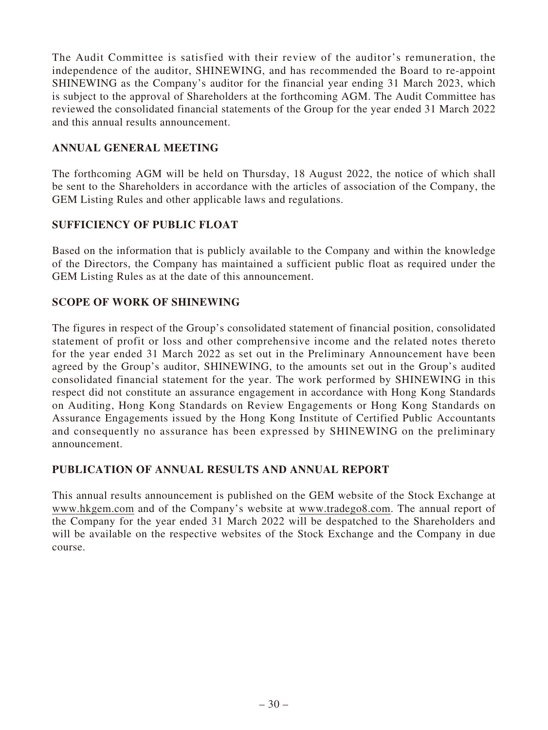The Audit Committee is satisfied with their review of the auditor's remuneration, the independence of the auditor, SHINEWING, and has recommended the Board to re-appoint SHINEWING as the Company's auditor for the financial year ending 31 March 2023, which is subject to the approval of Shareholders at the forthcoming AGM. The Audit Committee has reviewed the consolidated financial statements of the Group for the year ended 31 March 2022 and this annual results announcement.

## ANNUAL GENERAL MEETING

The forthcoming AGM will be held on Thursday, 18 August 2022, the notice of which shall be sent to the Shareholders in accordance with the articles of association of the Company, the GEM Listing Rules and other applicable laws and regulations.

## SUFFICIENCY OF PUBLIC FLOAT

Based on the information that is publicly available to the Company and within the knowledge of the Directors, the Company has maintained a sufficient public float as required under the GEM Listing Rules as at the date of this announcement.

## SCOPE OF WORK OF SHINEWING

The figures in respect of the Group's consolidated statement of financial position, consolidated statement of profit or loss and other comprehensive income and the related notes thereto for the year ended 31 March 2022 as set out in the Preliminary Announcement have been agreed by the Group's auditor, SHINEWING, to the amounts set out in the Group's audited consolidated financial statement for the year. The work performed by SHINEWING in this respect did not constitute an assurance engagement in accordance with Hong Kong Standards on Auditing, Hong Kong Standards on Review Engagements or Hong Kong Standards on Assurance Engagements issued by the Hong Kong Institute of Certified Public Accountants and consequently no assurance has been expressed by SHINEWING on the preliminary announcement.

## PUBLICATION OF ANNUAL RESULTS AND ANNUAL REPORT

This annual results announcement is published on the GEM website of the Stock Exchange at www.hkgem.com and of the Company's website at www.tradego8.com. The annual report of the Company for the year ended 31 March 2022 will be despatched to the Shareholders and will be available on the respective websites of the Stock Exchange and the Company in due course.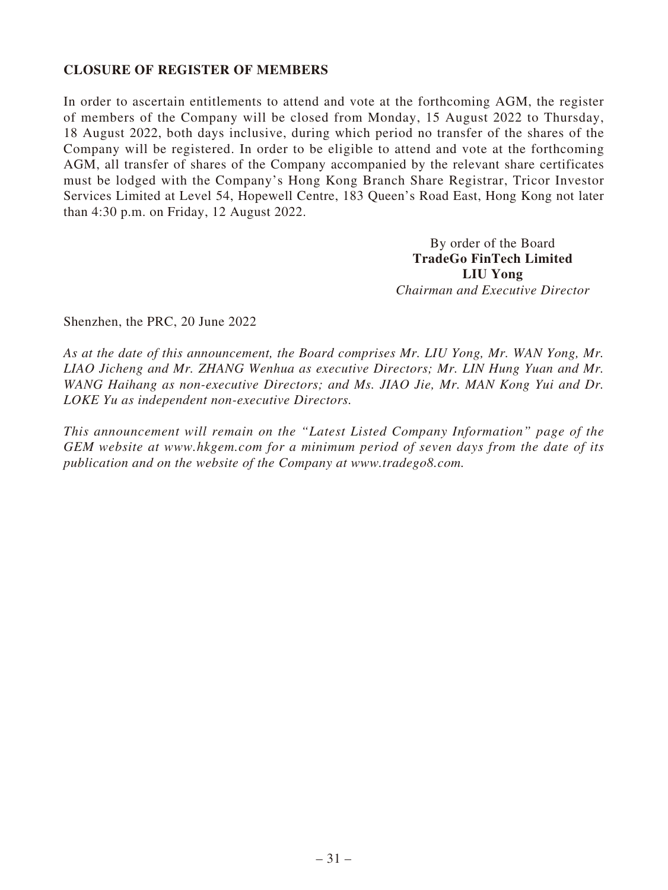**CLOSURE OF REGISTER OF MEMBERS**

In order to ascertain entitlements to attend and vote at the forthcoming AGM, the register of members of the Company will be closed from Monday, 15 August 2022 to Thursday, 18 August 2022, both days inclusive, during which period no transfer of the shares of the Company will be registered. In order to be eligible to attend and vote at the forthcoming AGM, all transfer of shares of the Company accompanied by the relevant share certificates must be lodged with the Company's Hong Kong Branch Share Registrar, Tricor Investor Services Limited at Level 54, Hopewell Centre, 183 Queen's Road East, Hong Kong not later than 4:30 p.m. on Friday, 12 August 2022.

By order of the Board
**TradeGo FinTech Limited**
**LIU Yong**
*Chairman and Executive Director*

Shenzhen, the PRC, 20 June 2022

*As at the date of this announcement, the Board comprises Mr. LIU Yong, Mr. WAN Yong, Mr. LIAO Jicheng and Mr. ZHANG Wenhua as executive Directors; Mr. LIN Hung Yuan and Mr. WANG Haihang as non-executive Directors; and Ms. JIAO Jie, Mr. MAN Kong Yui and Dr. LOKE Yu as independent non-executive Directors.*

*This announcement will remain on the "Latest Listed Company Information" page of the GEM website at www.hkgem.com for a minimum period of seven days from the date of its publication and on the website of the Company at www.tradego8.com.*